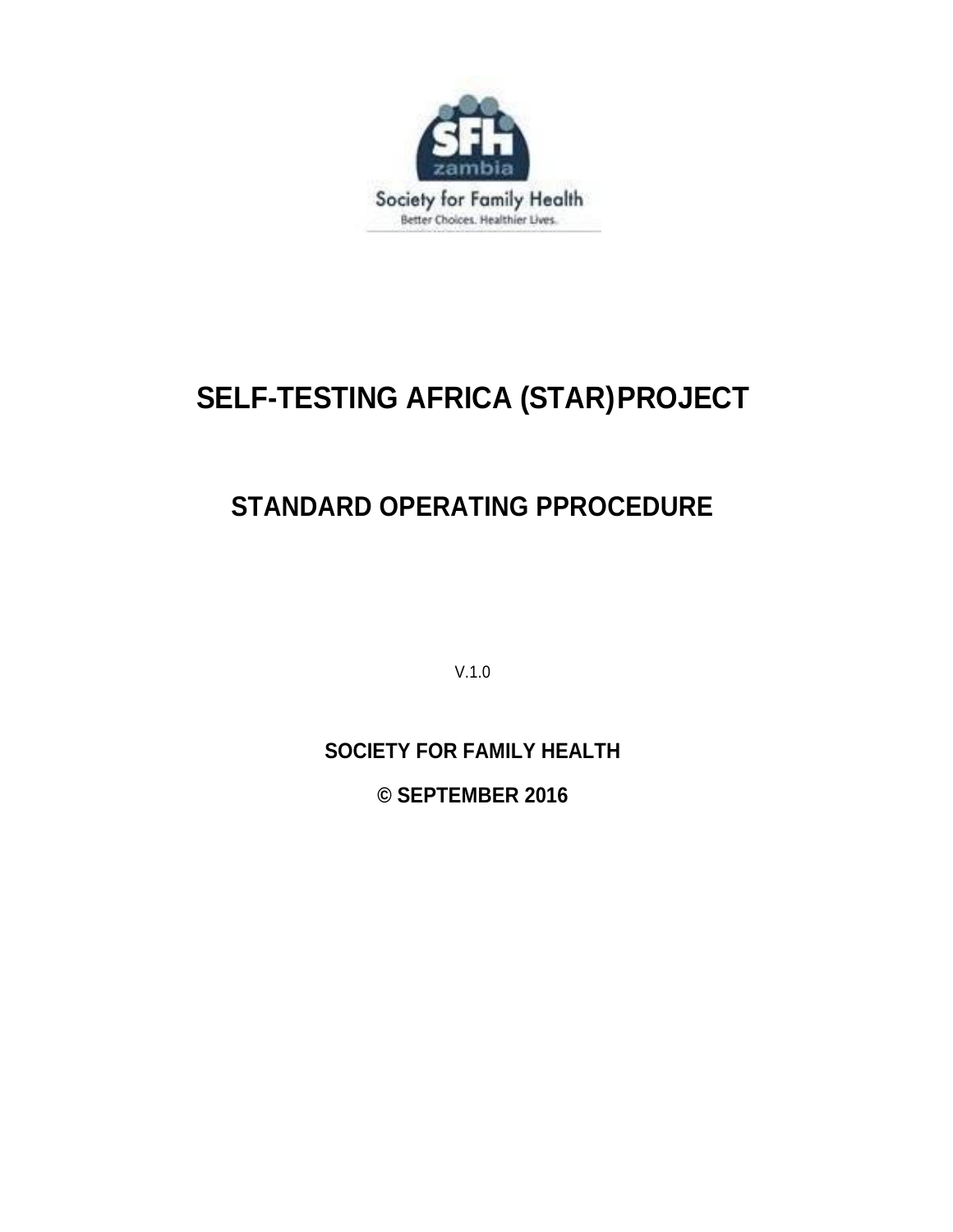# SELF-TESTING AFRICA (STAR)PROJECT

## STANDARD OPERATING PPROCEDURE

V.1.0

**SOCIETY FOR FAMILY HEALTH**

**© SEPTEMBER 2016**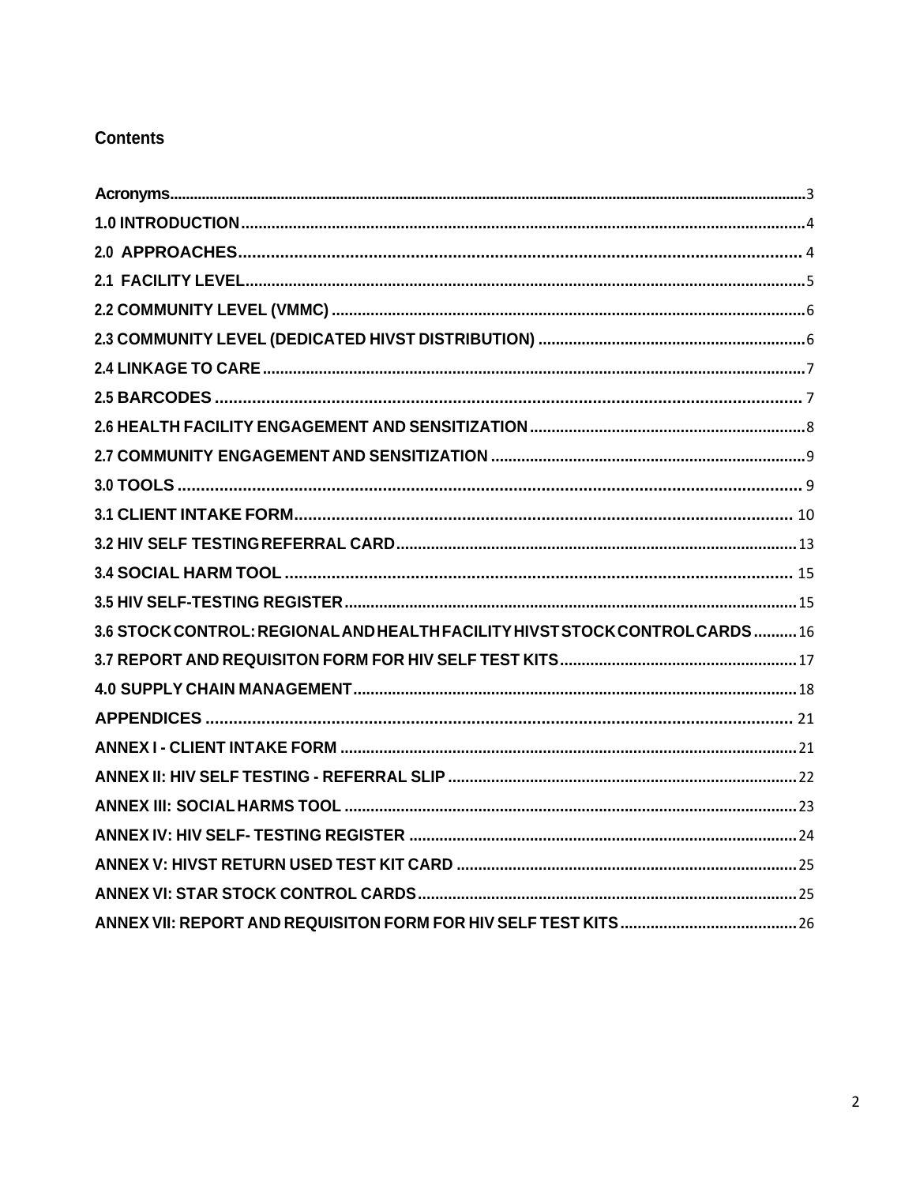## Contents

Acronyms....3
1.0 INTRODUCTION....4
2.0 APPROACHES....4
2.1 FACILITY LEVEL....5
2.2 COMMUNITY LEVEL (VMMC)....6
2.3 COMMUNITY LEVEL (DEDICATED HIVST DISTRIBUTION)....6
2.4 LINKAGE TO CARE....7
2.5 BARCODES....7
2.6 HEALTH FACILITY ENGAGEMENT AND SENSITIZATION....8
2.7 COMMUNITY ENGAGEMENT AND SENSITIZATION....9
3.0 TOOLS....9
3.1 CLIENT INTAKE FORM....10
3.2 HIV SELF TESTING REFERRAL CARD....13
3.4 SOCIAL HARM TOOL....15
3.5 HIV SELF-TESTING REGISTER....15
3.6 STOCK CONTROL: REGIONAL AND HEALTH FACILITY HIVST STOCK CONTROL CARDS....16
3.7 REPORT AND REQUISITON FORM FOR HIV SELF TEST KITS....17
4.0 SUPPLY CHAIN MANAGEMENT....18
APPENDICES....21
ANNEX I - CLIENT INTAKE FORM....21
ANNEX II: HIV SELF TESTING - REFERRAL SLIP....22
ANNEX III: SOCIAL HARMS TOOL....23
ANNEX IV: HIV SELF- TESTING REGISTER....24
ANNEX V: HIVST RETURN USED TEST KIT CARD....25
ANNEX VI: STAR STOCK CONTROL CARDS....25
ANNEX VII: REPORT AND REQUISITON FORM FOR HIV SELF TEST KITS....26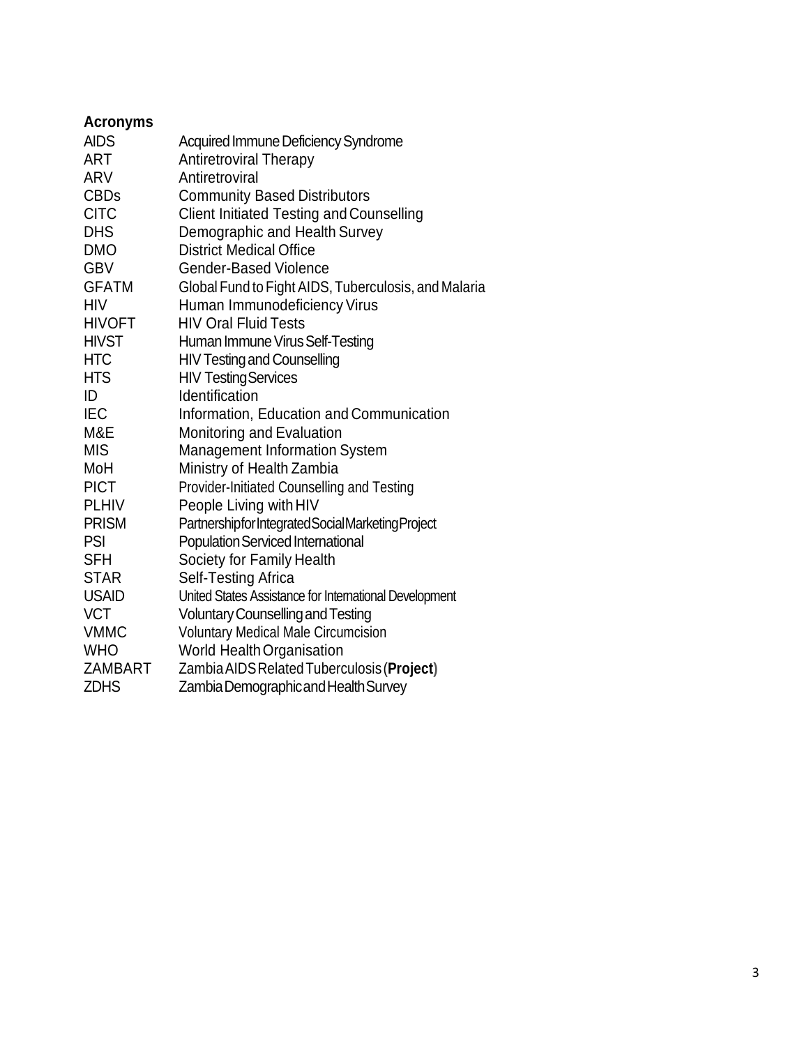**Acronyms**

| | |
|---|---|
| AIDS | Acquired Immune Deficiency Syndrome |
| ART | Antiretroviral Therapy |
| ARV | Antiretroviral |
| CBDs | Community Based Distributors |
| CITC | Client Initiated Testing and Counselling |
| DHS | Demographic and Health Survey |
| DMO | District Medical Office |
| GBV | Gender-Based Violence |
| GFATM | Global Fund to Fight AIDS, Tuberculosis, and Malaria |
| HIV | Human Immunodeficiency Virus |
| HIVOFT | HIV Oral Fluid Tests |
| HIVST | Human Immune Virus Self-Testing |
| HTC | HIV Testing and Counselling |
| HTS | HIV Testing Services |
| ID | Identification |
| IEC | Information, Education and Communication |
| M&E | Monitoring and Evaluation |
| MIS | Management Information System |
| MoH | Ministry of Health Zambia |
| PICT | Provider-Initiated Counselling and Testing |
| PLHIV | People Living with HIV |
| PRISM | Partnership for Integrated Social Marketing Project |
| PSI | Population Serviced International |
| SFH | Society for Family Health |
| STAR | Self-Testing Africa |
| USAID | United States Assistance for International Development |
| VCT | Voluntary Counselling and Testing |
| VMMC | Voluntary Medical Male Circumcision |
| WHO | World Health Organisation |
| ZAMBART | Zambia AIDS Related Tuberculosis (**Project**) |
| ZDHS | Zambia Demographic and Health Survey |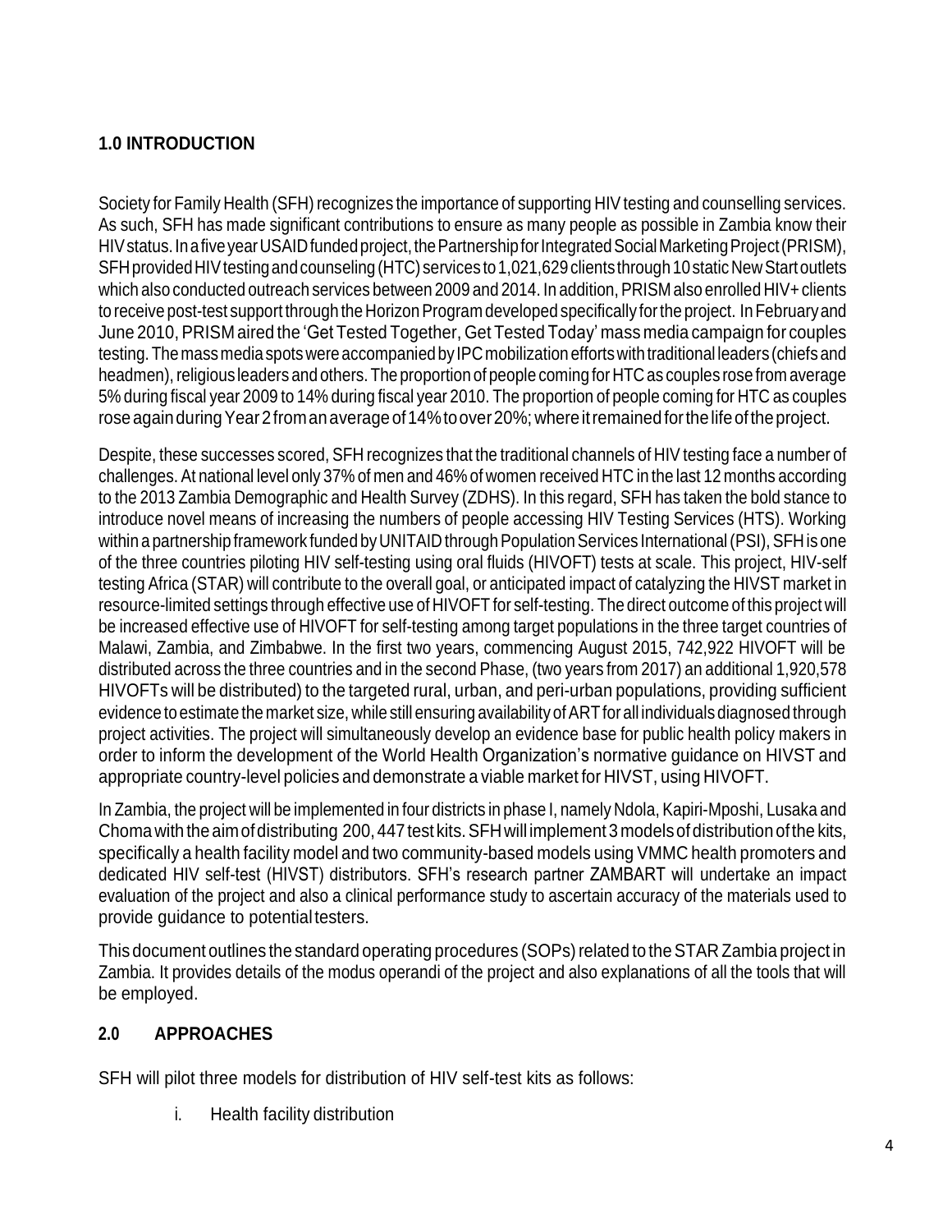## 1.0 INTRODUCTION

Society for Family Health (SFH) recognizes the importance of supporting HIV testing and counselling services. As such, SFH has made significant contributions to ensure as many people as possible in Zambia know their HIV status. In a five year USAID funded project, the Partnership for Integrated Social Marketing Project (PRISM), SFH provided HIV testing and counseling (HTC) services to 1,021,629 clients through 10 static New Start outlets which also conducted outreach services between 2009 and 2014. In addition, PRISM also enrolled HIV+ clients to receive post-test support through the Horizon Program developed specifically for the project. In February and June 2010, PRISM aired the 'Get Tested Together, Get Tested Today' mass media campaign for couples testing. The mass media spots were accompanied by IPC mobilization efforts with traditional leaders (chiefs and headmen), religious leaders and others. The proportion of people coming for HTC as couples rose from average 5% during fiscal year 2009 to 14% during fiscal year 2010. The proportion of people coming for HTC as couples rose again during Year 2 from an average of 14% to over 20%; where it remained for the life of the project.

Despite, these successes scored, SFH recognizes that the traditional channels of HIV testing face a number of challenges. At national level only 37% of men and 46% of women received HTC in the last 12 months according to the 2013 Zambia Demographic and Health Survey (ZDHS). In this regard, SFH has taken the bold stance to introduce novel means of increasing the numbers of people accessing HIV Testing Services (HTS). Working within a partnership framework funded by UNITAID through Population Services International (PSI), SFH is one of the three countries piloting HIV self-testing using oral fluids (HIVOFT) tests at scale. This project, HIV-self testing Africa (STAR) will contribute to the overall goal, or anticipated impact of catalyzing the HIVST market in resource-limited settings through effective use of HIVOFT for self-testing. The direct outcome of this project will be increased effective use of HIVOFT for self-testing among target populations in the three target countries of Malawi, Zambia, and Zimbabwe. In the first two years, commencing August 2015, 742,922 HIVOFT will be distributed across the three countries and in the second Phase, (two years from 2017) an additional 1,920,578 HIVOFTs will be distributed) to the targeted rural, urban, and peri-urban populations, providing sufficient evidence to estimate the market size, while still ensuring availability of ART for all individuals diagnosed through project activities. The project will simultaneously develop an evidence base for public health policy makers in order to inform the development of the World Health Organization's normative guidance on HIVST and appropriate country-level policies and demonstrate a viable market for HIVST, using HIVOFT.

In Zambia, the project will be implemented in four districts in phase I, namely Ndola, Kapiri-Mposhi, Lusaka and Choma with the aim of distributing 200, 447 test kits. SFH will implement 3 models of distribution of the kits, specifically a health facility model and two community-based models using VMMC health promoters and dedicated HIV self-test (HIVST) distributors. SFH's research partner ZAMBART will undertake an impact evaluation of the project and also a clinical performance study to ascertain accuracy of the materials used to provide guidance to potential testers.

This document outlines the standard operating procedures (SOPs) related to the STAR Zambia project in Zambia. It provides details of the modus operandi of the project and also explanations of all the tools that will be employed.

## 2.0 APPROACHES

SFH will pilot three models for distribution of HIV self-test kits as follows:

i. Health facility distribution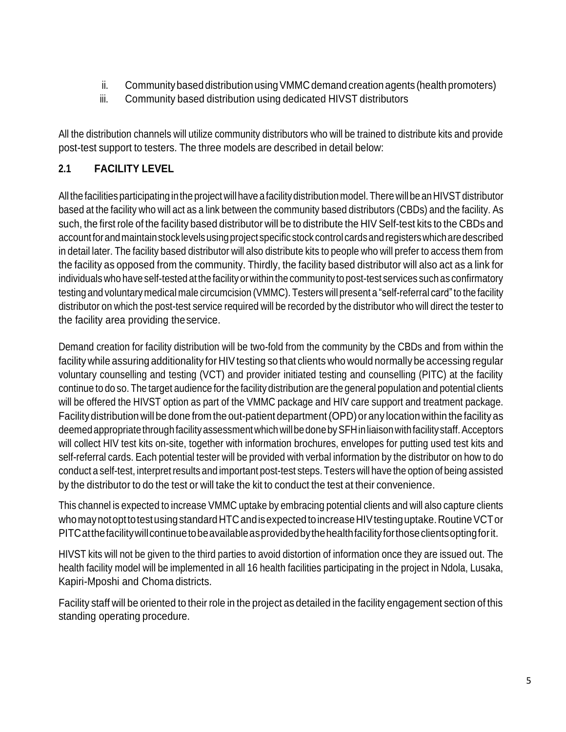ii. Community based distribution using VMMC demand creation agents (health promoters)
iii. Community based distribution using dedicated HIVST distributors

All the distribution channels will utilize community distributors who will be trained to distribute kits and provide post-test support to testers. The three models are described in detail below:

### 2.1 FACILITY LEVEL

All the facilities participating in the project will have a facility distribution model. There will be an HIVST distributor based at the facility who will act as a link between the community based distributors (CBDs) and the facility. As such, the first role of the facility based distributor will be to distribute the HIV Self-test kits to the CBDs and account for and maintain stock levels using project specific stock control cards and registers which are described in detail later. The facility based distributor will also distribute kits to people who will prefer to access them from the facility as opposed from the community. Thirdly, the facility based distributor will also act as a link for individuals who have self-tested at the facility or within the community to post-test services such as confirmatory testing and voluntary medical male circumcision (VMMC). Testers will present a "self-referral card" to the facility distributor on which the post-test service required will be recorded by the distributor who will direct the tester to the facility area providing the service.

Demand creation for facility distribution will be two-fold from the community by the CBDs and from within the facility while assuring additionality for HIV testing so that clients who would normally be accessing regular voluntary counselling and testing (VCT) and provider initiated testing and counselling (PITC) at the facility continue to do so. The target audience for the facility distribution are the general population and potential clients will be offered the HIVST option as part of the VMMC package and HIV care support and treatment package. Facility distribution will be done from the out-patient department (OPD) or any location within the facility as deemed appropriate through facility assessment which will be done by SFH in liaison with facility staff. Acceptors will collect HIV test kits on-site, together with information brochures, envelopes for putting used test kits and self-referral cards. Each potential tester will be provided with verbal information by the distributor on how to do conduct a self-test, interpret results and important post-test steps. Testers will have the option of being assisted by the distributor to do the test or will take the kit to conduct the test at their convenience.

This channel is expected to increase VMMC uptake by embracing potential clients and will also capture clients who may not opt to test using standard HTC and is expected to increase HIV testing uptake. Routine VCT or PITC at the facility will continue to be available as provided by the health facility for those clients opting for it.

HIVST kits will not be given to the third parties to avoid distortion of information once they are issued out. The health facility model will be implemented in all 16 health facilities participating in the project in Ndola, Lusaka, Kapiri-Mposhi and Choma districts.

Facility staff will be oriented to their role in the project as detailed in the facility engagement section of this standing operating procedure.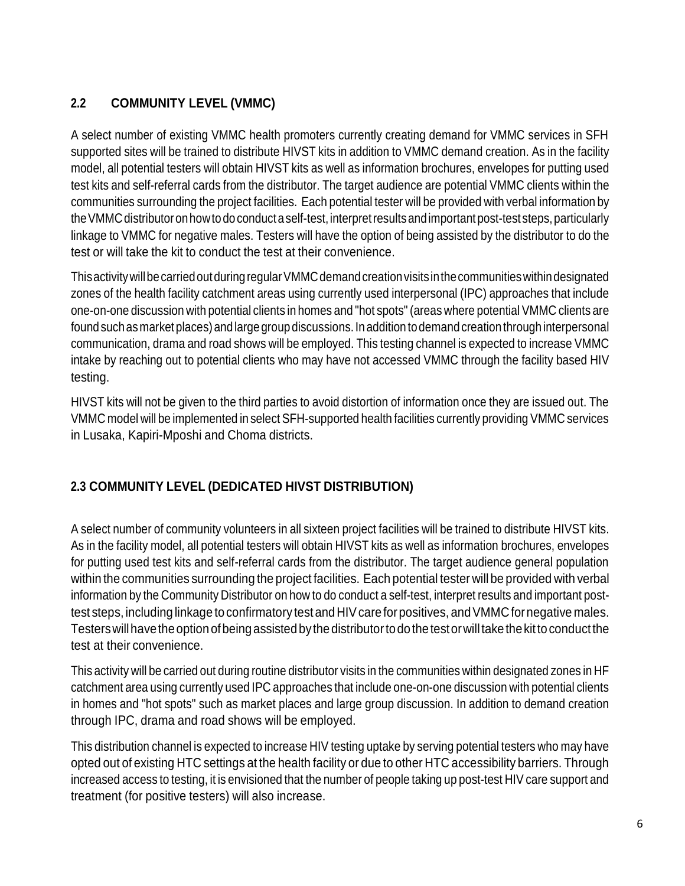## 2.2 COMMUNITY LEVEL (VMMC)

A select number of existing VMMC health promoters currently creating demand for VMMC services in SFH supported sites will be trained to distribute HIVST kits in addition to VMMC demand creation. As in the facility model, all potential testers will obtain HIVST kits as well as information brochures, envelopes for putting used test kits and self-referral cards from the distributor. The target audience are potential VMMC clients within the communities surrounding the project facilities. Each potential tester will be provided with verbal information by the VMMC distributor on how to do conduct a self-test, interpret results and important post-test steps, particularly linkage to VMMC for negative males. Testers will have the option of being assisted by the distributor to do the test or will take the kit to conduct the test at their convenience.

This activity will be carried out during regular VMMC demand creation visits in the communities within designated zones of the health facility catchment areas using currently used interpersonal (IPC) approaches that include one-on-one discussion with potential clients in homes and "hot spots" (areas where potential VMMC clients are found such as market places) and large group discussions. In addition to demand creation through interpersonal communication, drama and road shows will be employed. This testing channel is expected to increase VMMC intake by reaching out to potential clients who may have not accessed VMMC through the facility based HIV testing.

HIVST kits will not be given to the third parties to avoid distortion of information once they are issued out. The VMMC model will be implemented in select SFH-supported health facilities currently providing VMMC services in Lusaka, Kapiri-Mposhi and Choma districts.

## 2.3 COMMUNITY LEVEL (DEDICATED HIVST DISTRIBUTION)

A select number of community volunteers in all sixteen project facilities will be trained to distribute HIVST kits. As in the facility model, all potential testers will obtain HIVST kits as well as information brochures, envelopes for putting used test kits and self-referral cards from the distributor. The target audience general population within the communities surrounding the project facilities. Each potential tester will be provided with verbal information by the Community Distributor on how to do conduct a self-test, interpret results and important post-test steps, including linkage to confirmatory test and HIV care for positives, and VMMC for negative males. Testers will have the option of being assisted by the distributor to do the test or will take the kit to conduct the test at their convenience.

This activity will be carried out during routine distributor visits in the communities within designated zones in HF catchment area using currently used IPC approaches that include one-on-one discussion with potential clients in homes and "hot spots" such as market places and large group discussion. In addition to demand creation through IPC, drama and road shows will be employed.

This distribution channel is expected to increase HIV testing uptake by serving potential testers who may have opted out of existing HTC settings at the health facility or due to other HTC accessibility barriers. Through increased access to testing, it is envisioned that the number of people taking up post-test HIV care support and treatment (for positive testers) will also increase.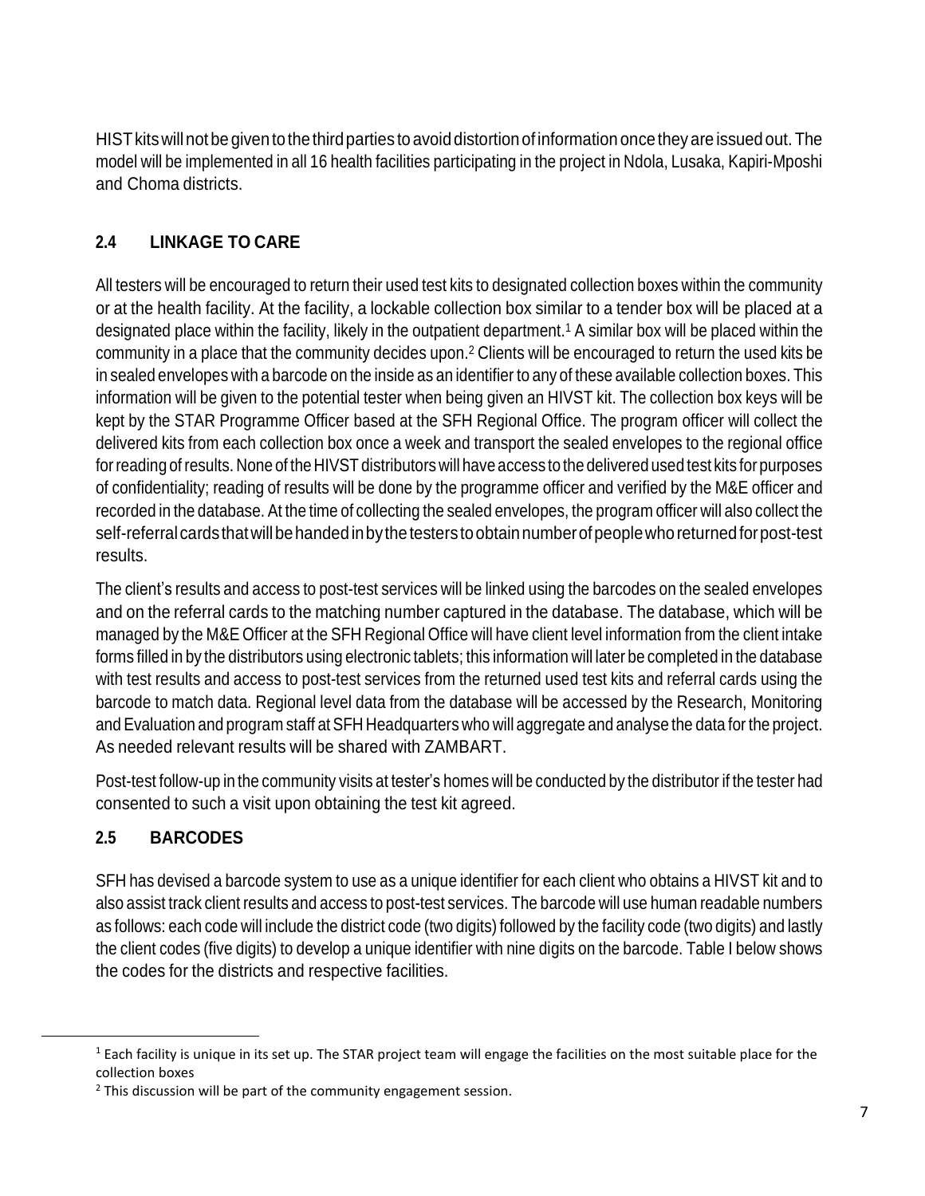HIST kits will not be given to the third parties to avoid distortion of information once they are issued out. The model will be implemented in all 16 health facilities participating in the project in Ndola, Lusaka, Kapiri-Mposhi and Choma districts.

## 2.4 LINKAGE TO CARE

All testers will be encouraged to return their used test kits to designated collection boxes within the community or at the health facility. At the facility, a lockable collection box similar to a tender box will be placed at a designated place within the facility, likely in the outpatient department.[1] A similar box will be placed within the community in a place that the community decides upon.[2] Clients will be encouraged to return the used kits be in sealed envelopes with a barcode on the inside as an identifier to any of these available collection boxes. This information will be given to the potential tester when being given an HIVST kit. The collection box keys will be kept by the STAR Programme Officer based at the SFH Regional Office. The program officer will collect the delivered kits from each collection box once a week and transport the sealed envelopes to the regional office for reading of results. None of the HIVST distributors will have access to the delivered used test kits for purposes of confidentiality; reading of results will be done by the programme officer and verified by the M&E officer and recorded in the database. At the time of collecting the sealed envelopes, the program officer will also collect the self-referral cards that will be handed in by the testers to obtain number of people who returned for post-test results.

The client's results and access to post-test services will be linked using the barcodes on the sealed envelopes and on the referral cards to the matching number captured in the database. The database, which will be managed by the M&E Officer at the SFH Regional Office will have client level information from the client intake forms filled in by the distributors using electronic tablets; this information will later be completed in the database with test results and access to post-test services from the returned used test kits and referral cards using the barcode to match data. Regional level data from the database will be accessed by the Research, Monitoring and Evaluation and program staff at SFH Headquarters who will aggregate and analyse the data for the project. As needed relevant results will be shared with ZAMBART.

Post-test follow-up in the community visits at tester's homes will be conducted by the distributor if the tester had consented to such a visit upon obtaining the test kit agreed.

## 2.5 BARCODES

SFH has devised a barcode system to use as a unique identifier for each client who obtains a HIVST kit and to also assist track client results and access to post-test services. The barcode will use human readable numbers as follows: each code will include the district code (two digits) followed by the facility code (two digits) and lastly the client codes (five digits) to develop a unique identifier with nine digits on the barcode. Table I below shows the codes for the districts and respective facilities.

---

[1] Each facility is unique in its set up. The STAR project team will engage the facilities on the most suitable place for the collection boxes

[2] This discussion will be part of the community engagement session.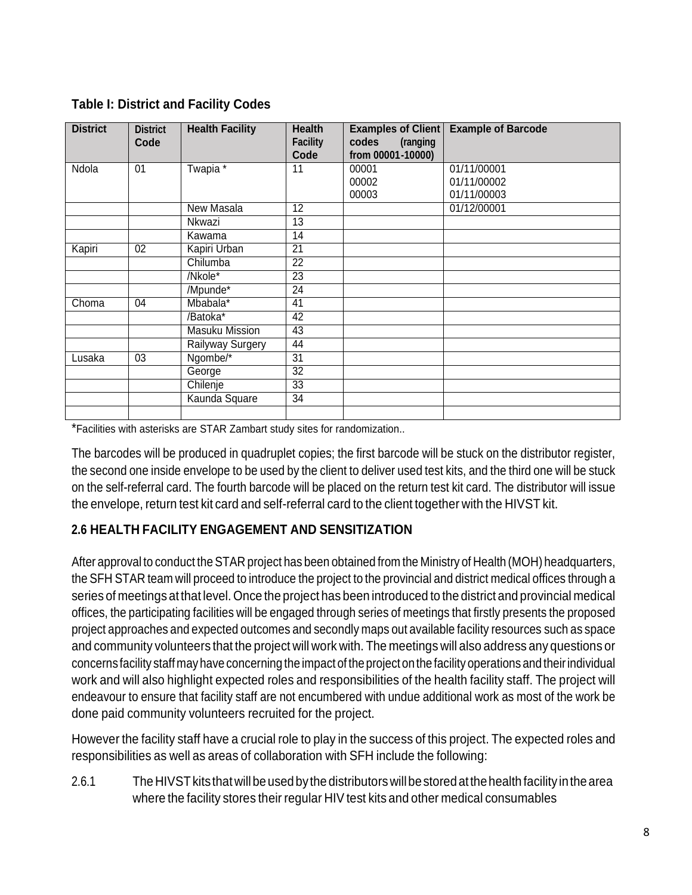**Table I: District and Facility Codes**

| District | District Code | Health Facility | Health Facility Code | Examples of Client codes (ranging from 00001-10000) | Example of Barcode |
|---|---|---|---|---|---|
| Ndola | 01 | Twapia * | 11 | 00001<br>00002<br>00003 | 01/11/00001<br>01/11/00002<br>01/11/00003 |
| | | New Masala | 12 | | 01/12/00001 |
| | | Nkwazi | 13 | | |
| | | Kawama | 14 | | |
| Kapiri | 02 | Kapiri Urban | 21 | | |
| | | Chilumba | 22 | | |
| | | /Nkole* | 23 | | |
| | | /Mpunde* | 24 | | |
| Choma | 04 | Mbabala* | 41 | | |
| | | /Batoka* | 42 | | |
| | | Masuku Mission | 43 | | |
| | | Railyway Surgery | 44 | | |
| Lusaka | 03 | Ngombe/* | 31 | | |
| | | George | 32 | | |
| | | Chilenje | 33 | | |
| | | Kaunda Square | 34 | | |
| | | | | | |

*Facilities with asterisks are STAR Zambart study sites for randomization..

The barcodes will be produced in quadruplet copies; the first barcode will be stuck on the distributor register, the second one inside envelope to be used by the client to deliver used test kits, and the third one will be stuck on the self-referral card. The fourth barcode will be placed on the return test kit card. The distributor will issue the envelope, return test kit card and self-referral card to the client together with the HIVST kit.

## 2.6 HEALTH FACILITY ENGAGEMENT AND SENSITIZATION

After approval to conduct the STAR project has been obtained from the Ministry of Health (MOH) headquarters, the SFH STAR team will proceed to introduce the project to the provincial and district medical offices through a series of meetings at that level. Once the project has been introduced to the district and provincial medical offices, the participating facilities will be engaged through series of meetings that firstly presents the proposed project approaches and expected outcomes and secondly maps out available facility resources such as space and community volunteers that the project will work with. The meetings will also address any questions or concerns facility staff may have concerning the impact of the project on the facility operations and their individual work and will also highlight expected roles and responsibilities of the health facility staff. The project will endeavour to ensure that facility staff are not encumbered with undue additional work as most of the work be done paid community volunteers recruited for the project.

However the facility staff have a crucial role to play in the success of this project. The expected roles and responsibilities as well as areas of collaboration with SFH include the following:

2.6.1 The HIVST kits that will be used by the distributors will be stored at the health facility in the area where the facility stores their regular HIV test kits and other medical consumables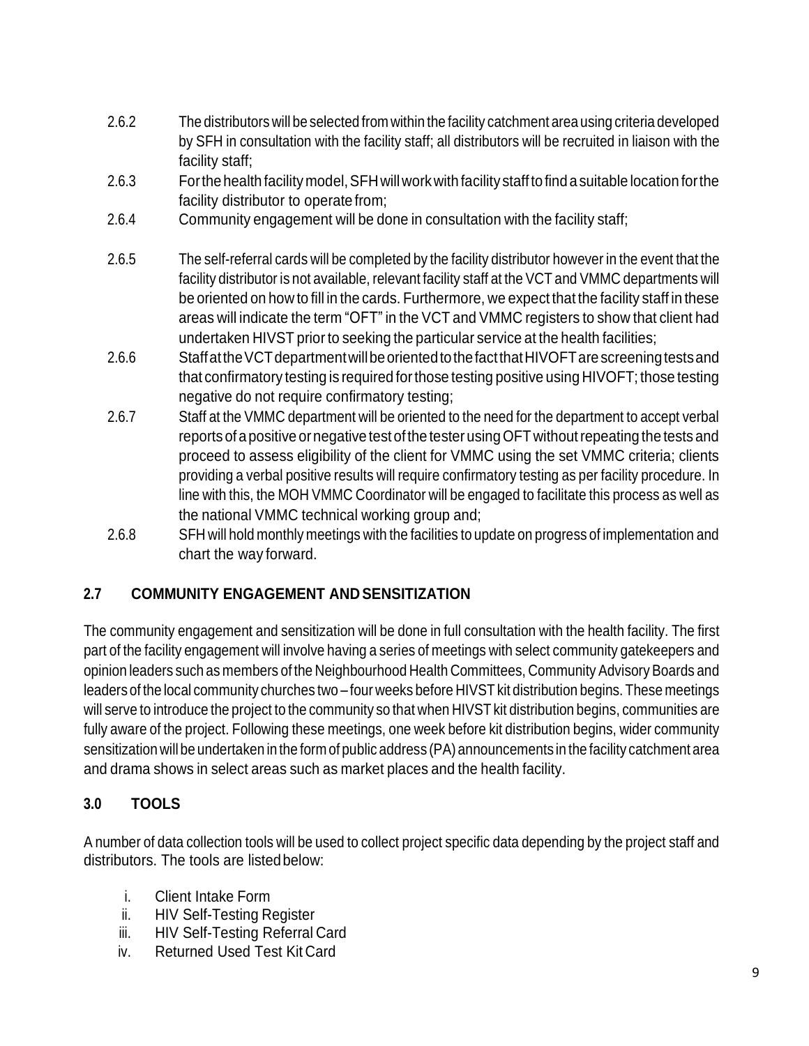2.6.2 The distributors will be selected from within the facility catchment area using criteria developed by SFH in consultation with the facility staff; all distributors will be recruited in liaison with the facility staff;

2.6.3 For the health facility model, SFH will work with facility staff to find a suitable location for the facility distributor to operate from;

2.6.4 Community engagement will be done in consultation with the facility staff;

2.6.5 The self-referral cards will be completed by the facility distributor however in the event that the facility distributor is not available, relevant facility staff at the VCT and VMMC departments will be oriented on how to fill in the cards. Furthermore, we expect that the facility staff in these areas will indicate the term "OFT" in the VCT and VMMC registers to show that client had undertaken HIVST prior to seeking the particular service at the health facilities;

2.6.6 Staff at the VCT department will be oriented to the fact that HIVOFT are screening tests and that confirmatory testing is required for those testing positive using HIVOFT; those testing negative do not require confirmatory testing;

2.6.7 Staff at the VMMC department will be oriented to the need for the department to accept verbal reports of a positive or negative test of the tester using OFT without repeating the tests and proceed to assess eligibility of the client for VMMC using the set VMMC criteria; clients providing a verbal positive results will require confirmatory testing as per facility procedure. In line with this, the MOH VMMC Coordinator will be engaged to facilitate this process as well as the national VMMC technical working group and;

2.6.8 SFH will hold monthly meetings with the facilities to update on progress of implementation and chart the way forward.

## 2.7 COMMUNITY ENGAGEMENT AND SENSITIZATION

The community engagement and sensitization will be done in full consultation with the health facility. The first part of the facility engagement will involve having a series of meetings with select community gatekeepers and opinion leaders such as members of the Neighbourhood Health Committees, Community Advisory Boards and leaders of the local community churches two – four weeks before HIVST kit distribution begins. These meetings will serve to introduce the project to the community so that when HIVST kit distribution begins, communities are fully aware of the project. Following these meetings, one week before kit distribution begins, wider community sensitization will be undertaken in the form of public address (PA) announcements in the facility catchment area and drama shows in select areas such as market places and the health facility.

# 3.0 TOOLS

A number of data collection tools will be used to collect project specific data depending by the project staff and distributors. The tools are listed below:

i. Client Intake Form
ii. HIV Self-Testing Register
iii. HIV Self-Testing Referral Card
iv. Returned Used Test Kit Card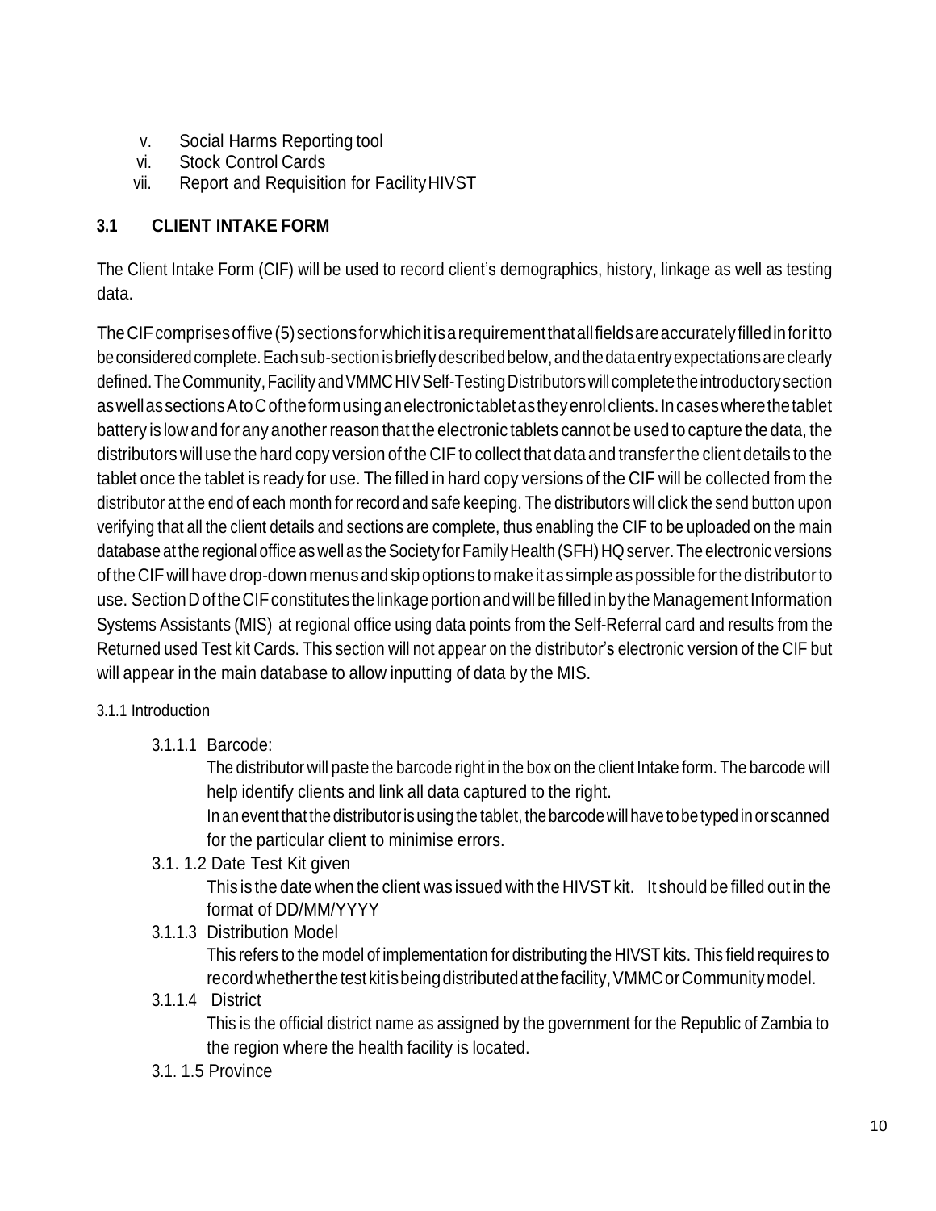v. Social Harms Reporting tool
vi. Stock Control Cards
vii. Report and Requisition for Facility HIVST

## 3.1 CLIENT INTAKE FORM

The Client Intake Form (CIF) will be used to record client's demographics, history, linkage as well as testing data.

The CIF comprises of five (5) sections for which it is a requirement that all fields are accurately filled in for it to be considered complete. Each sub-section is briefly described below, and the data entry expectations are clearly defined. The Community, Facility and VMMC HIV Self-Testing Distributors will complete the introductory section as well as sections A to C of the form using an electronic tablet as they enrol clients. In cases where the tablet battery is low and for any another reason that the electronic tablets cannot be used to capture the data, the distributors will use the hard copy version of the CIF to collect that data and transfer the client details to the tablet once the tablet is ready for use. The filled in hard copy versions of the CIF will be collected from the distributor at the end of each month for record and safe keeping. The distributors will click the send button upon verifying that all the client details and sections are complete, thus enabling the CIF to be uploaded on the main database at the regional office as well as the Society for Family Health (SFH) HQ server. The electronic versions of the CIF will have drop-down menus and skip options to make it as simple as possible for the distributor to use. Section D of the CIF constitutes the linkage portion and will be filled in by the Management Information Systems Assistants (MIS) at regional office using data points from the Self-Referral card and results from the Returned used Test kit Cards. This section will not appear on the distributor's electronic version of the CIF but will appear in the main database to allow inputting of data by the MIS.

### 3.1.1 Introduction

3.1.1.1 Barcode:

The distributor will paste the barcode right in the box on the client Intake form. The barcode will help identify clients and link all data captured to the right.

In an event that the distributor is using the tablet, the barcode will have to be typed in or scanned for the particular client to minimise errors.

3.1. 1.2 Date Test Kit given

This is the date when the client was issued with the HIVST kit. It should be filled out in the format of DD/MM/YYYY

3.1.1.3 Distribution Model

This refers to the model of implementation for distributing the HIVST kits. This field requires to record whether the test kit is being distributed at the facility, VMMC or Community model.

3.1.1.4 District

This is the official district name as assigned by the government for the Republic of Zambia to the region where the health facility is located.

3.1. 1.5 Province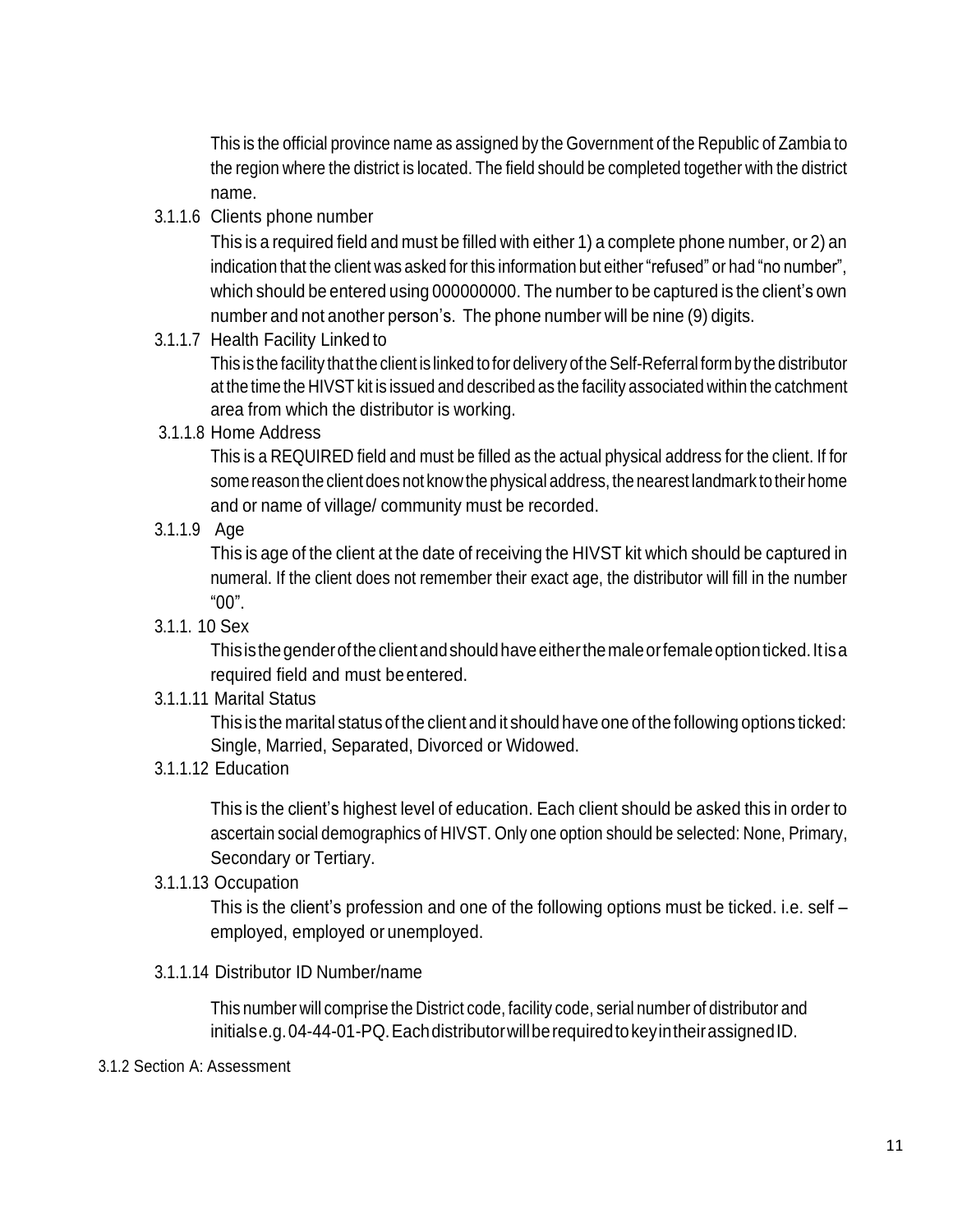This is the official province name as assigned by the Government of the Republic of Zambia to the region where the district is located. The field should be completed together with the district name.

3.1.1.6 Clients phone number

This is a required field and must be filled with either 1) a complete phone number, or 2) an indication that the client was asked for this information but either "refused" or had "no number", which should be entered using 000000000. The number to be captured is the client's own number and not another person's. The phone number will be nine (9) digits.

3.1.1.7 Health Facility Linked to

This is the facility that the client is linked to for delivery of the Self-Referral form by the distributor at the time the HIVST kit is issued and described as the facility associated within the catchment area from which the distributor is working.

3.1.1.8 Home Address

This is a REQUIRED field and must be filled as the actual physical address for the client. If for some reason the client does not know the physical address, the nearest landmark to their home and or name of village/ community must be recorded.

3.1.1.9 Age

This is age of the client at the date of receiving the HIVST kit which should be captured in numeral. If the client does not remember their exact age, the distributor will fill in the number "00".

3.1.1. 10 Sex

This is the gender of the client and should have either the male or female option ticked. It is a required field and must be entered.

3.1.1.11 Marital Status

This is the marital status of the client and it should have one of the following options ticked: Single, Married, Separated, Divorced or Widowed.

3.1.1.12 Education

This is the client's highest level of education. Each client should be asked this in order to ascertain social demographics of HIVST. Only one option should be selected: None, Primary, Secondary or Tertiary.

3.1.1.13 Occupation

This is the client's profession and one of the following options must be ticked. i.e. self – employed, employed or unemployed.

3.1.1.14 Distributor ID Number/name

This number will comprise the District code, facility code, serial number of distributor and initials e.g. 04-44-01-PQ. Each distributor will be required to key in their assigned ID.

3.1.2 Section A: Assessment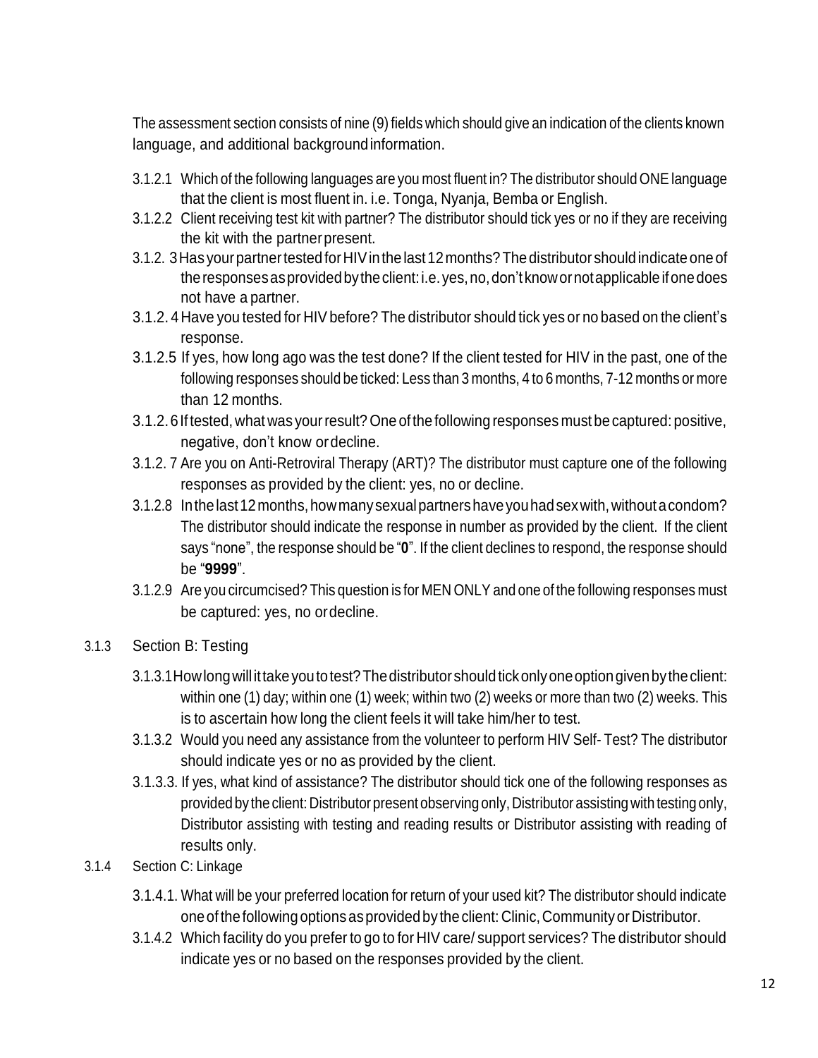The assessment section consists of nine (9) fields which should give an indication of the clients known language, and additional background information.

- 3.1.2.1 Which of the following languages are you most fluent in? The distributor should ONE language that the client is most fluent in. i.e. Tonga, Nyanja, Bemba or English.
- 3.1.2.2 Client receiving test kit with partner? The distributor should tick yes or no if they are receiving the kit with the partner present.
- 3.1.2. 3 Has your partner tested for HIV in the last 12 months? The distributor should indicate one of the responses as provided by the client: i.e. yes, no, don't know or not applicable if one does not have a partner.
- 3.1.2. 4 Have you tested for HIV before? The distributor should tick yes or no based on the client's response.
- 3.1.2.5 If yes, how long ago was the test done? If the client tested for HIV in the past, one of the following responses should be ticked: Less than 3 months, 4 to 6 months, 7-12 months or more than 12 months.
- 3.1.2. 6 If tested, what was your result? One of the following responses must be captured: positive, negative, don't know or decline.
- 3.1.2. 7 Are you on Anti-Retroviral Therapy (ART)? The distributor must capture one of the following responses as provided by the client: yes, no or decline.
- 3.1.2.8 In the last 12 months, how many sexual partners have you had sex with, without a condom? The distributor should indicate the response in number as provided by the client. If the client says "none", the response should be "**0**". If the client declines to respond, the response should be "**9999**".
- 3.1.2.9 Are you circumcised? This question is for MEN ONLY and one of the following responses must be captured: yes, no or decline.

### 3.1.3 Section B: Testing

- 3.1.3.1 How long will it take you to test? The distributor should tick only one option given by the client: within one (1) day; within one (1) week; within two (2) weeks or more than two (2) weeks. This is to ascertain how long the client feels it will take him/her to test.
- 3.1.3.2 Would you need any assistance from the volunteer to perform HIV Self- Test? The distributor should indicate yes or no as provided by the client.
- 3.1.3.3. If yes, what kind of assistance? The distributor should tick one of the following responses as provided by the client: Distributor present observing only, Distributor assisting with testing only, Distributor assisting with testing and reading results or Distributor assisting with reading of results only.

### 3.1.4 Section C: Linkage

- 3.1.4.1. What will be your preferred location for return of your used kit? The distributor should indicate one of the following options as provided by the client: Clinic, Community or Distributor.
- 3.1.4.2 Which facility do you prefer to go to for HIV care/ support services? The distributor should indicate yes or no based on the responses provided by the client.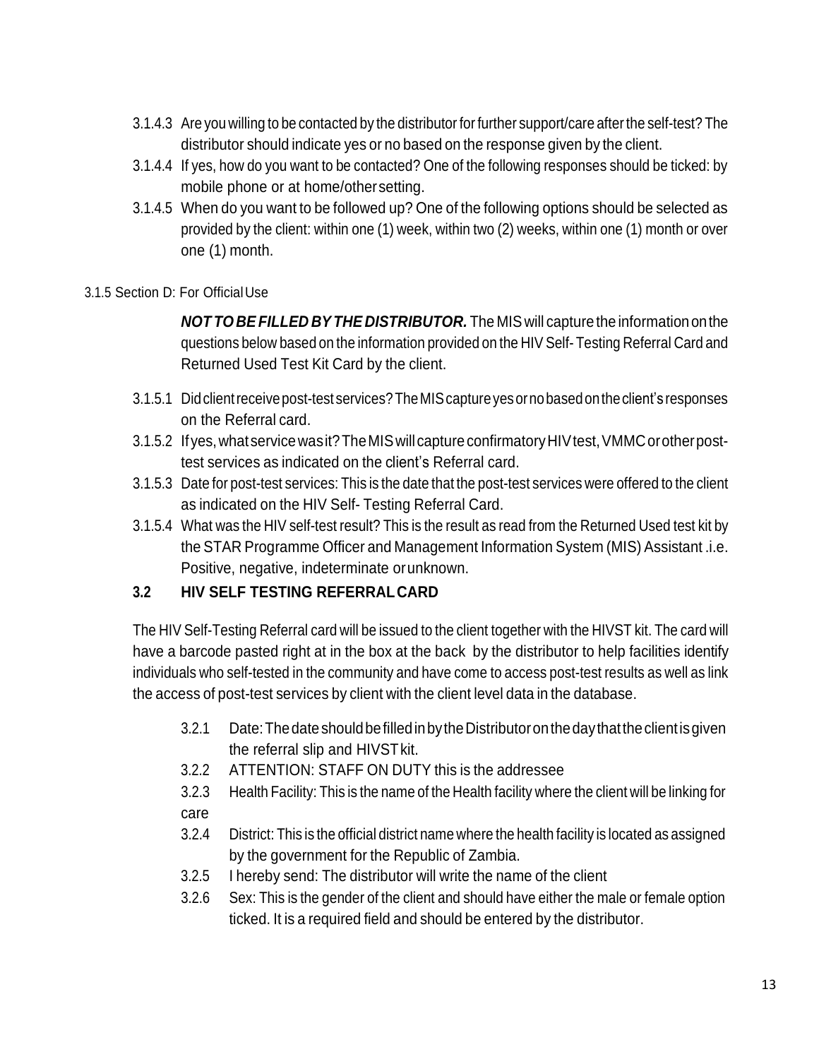3.1.4.3 Are you willing to be contacted by the distributor for further support/care after the self-test? The distributor should indicate yes or no based on the response given by the client.

3.1.4.4 If yes, how do you want to be contacted? One of the following responses should be ticked: by mobile phone or at home/other setting.

3.1.4.5 When do you want to be followed up? One of the following options should be selected as provided by the client: within one (1) week, within two (2) weeks, within one (1) month or over one (1) month.

3.1.5 Section D: For Official Use

***NOT TO BE FILLED BY THE DISTRIBUTOR.*** The MIS will capture the information on the questions below based on the information provided on the HIV Self- Testing Referral Card and Returned Used Test Kit Card by the client.

3.1.5.1 Did client receive post-test services? The MIS capture yes or no based on the client's responses on the Referral card.

3.1.5.2 If yes, what service was it? The MIS will capture confirmatory HIV test, VMMC or other post-test services as indicated on the client's Referral card.

3.1.5.3 Date for post-test services: This is the date that the post-test services were offered to the client as indicated on the HIV Self- Testing Referral Card.

3.1.5.4 What was the HIV self-test result? This is the result as read from the Returned Used test kit by the STAR Programme Officer and Management Information System (MIS) Assistant .i.e. Positive, negative, indeterminate or unknown.

## 3.2 HIV SELF TESTING REFERRAL CARD

The HIV Self-Testing Referral card will be issued to the client together with the HIVST kit. The card will have a barcode pasted right at in the box at the back by the distributor to help facilities identify individuals who self-tested in the community and have come to access post-test results as well as link the access of post-test services by client with the client level data in the database.

3.2.1 Date: The date should be filled in by the Distributor on the day that the client is given the referral slip and HIVST kit.

3.2.2 ATTENTION: STAFF ON DUTY this is the addressee

3.2.3 Health Facility: This is the name of the Health facility where the client will be linking for care

3.2.4 District: This is the official district name where the health facility is located as assigned by the government for the Republic of Zambia.

3.2.5 I hereby send: The distributor will write the name of the client

3.2.6 Sex: This is the gender of the client and should have either the male or female option ticked. It is a required field and should be entered by the distributor.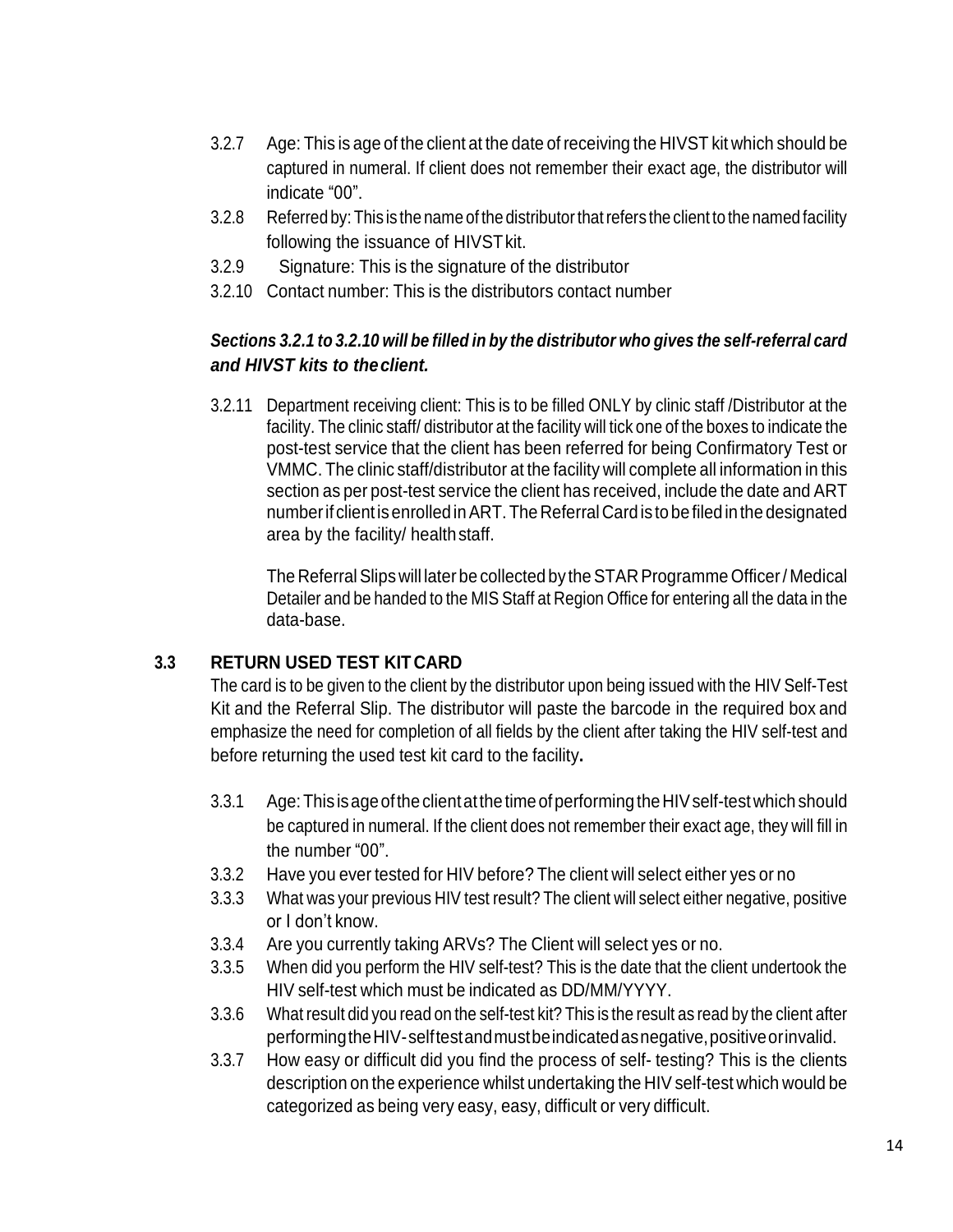3.2.7 Age: This is age of the client at the date of receiving the HIVST kit which should be captured in numeral. If client does not remember their exact age, the distributor will indicate "00".

3.2.8 Referred by: This is the name of the distributor that refers the client to the named facility following the issuance of HIVST kit.

3.2.9 Signature: This is the signature of the distributor

3.2.10 Contact number: This is the distributors contact number

***Sections 3.2.1 to 3.2.10 will be filled in by the distributor who gives the self-referral card and HIVST kits to the client.***

3.2.11 Department receiving client: This is to be filled ONLY by clinic staff /Distributor at the facility. The clinic staff/ distributor at the facility will tick one of the boxes to indicate the post-test service that the client has been referred for being Confirmatory Test or VMMC. The clinic staff/distributor at the facility will complete all information in this section as per post-test service the client has received, include the date and ART number if client is enrolled in ART. The Referral Card is to be filed in the designated area by the facility/ health staff.

The Referral Slips will later be collected by the STAR Programme Officer / Medical Detailer and be handed to the MIS Staff at Region Office for entering all the data in the data-base.

### 3.3 RETURN USED TEST KIT CARD

The card is to be given to the client by the distributor upon being issued with the HIV Self-Test Kit and the Referral Slip. The distributor will paste the barcode in the required box and emphasize the need for completion of all fields by the client after taking the HIV self-test and before returning the used test kit card to the facility**.**

3.3.1 Age: This is age of the client at the time of performing the HIV self-test which should be captured in numeral. If the client does not remember their exact age, they will fill in the number "00".

3.3.2 Have you ever tested for HIV before? The client will select either yes or no

3.3.3 What was your previous HIV test result? The client will select either negative, positive or I don't know.

3.3.4 Are you currently taking ARVs? The Client will select yes or no.

3.3.5 When did you perform the HIV self-test? This is the date that the client undertook the HIV self-test which must be indicated as DD/MM/YYYY.

3.3.6 What result did you read on the self-test kit? This is the result as read by the client after performing the HIV-self test and must be indicated as negative, positive or invalid.

3.3.7 How easy or difficult did you find the process of self- testing? This is the clients description on the experience whilst undertaking the HIV self-test which would be categorized as being very easy, easy, difficult or very difficult.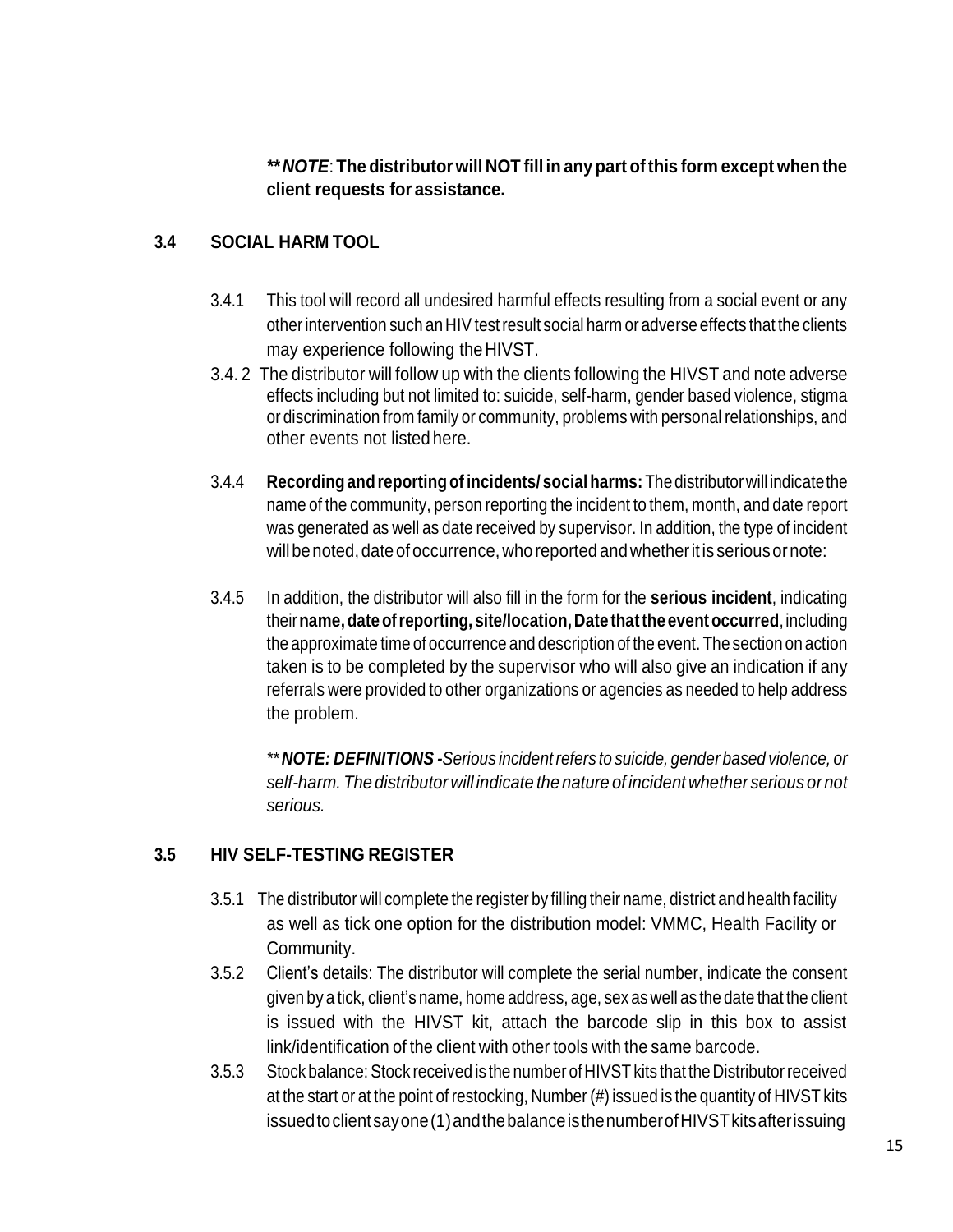***NOTE*: The distributor will NOT fill in any part of this form except when the client requests for assistance.**

### 3.4 SOCIAL HARM TOOL

3.4.1 This tool will record all undesired harmful effects resulting from a social event or any other intervention such an HIV test result social harm or adverse effects that the clients may experience following the HIVST.

3.4. 2 The distributor will follow up with the clients following the HIVST and note adverse effects including but not limited to: suicide, self-harm, gender based violence, stigma or discrimination from family or community, problems with personal relationships, and other events not listed here.

3.4.4 **Recording and reporting of incidents/ social harms:** The distributor will indicate the name of the community, person reporting the incident to them, month, and date report was generated as well as date received by supervisor. In addition, the type of incident will be noted, date of occurrence, who reported and whether it is serious or note:

3.4.5 In addition, the distributor will also fill in the form for the **serious incident**, indicating their **name, date of reporting, site/location, Date that the event occurred**, including the approximate time of occurrence and description of the event. The section on action taken is to be completed by the supervisor who will also give an indication if any referrals were provided to other organizations or agencies as needed to help address the problem.

*\*\****NOTE: DEFINITIONS -****Serious incident refers to suicide, gender based violence, or self-harm. The distributor will indicate the nature of incident whether serious or not serious.*

### 3.5 HIV SELF-TESTING REGISTER

3.5.1 The distributor will complete the register by filling their name, district and health facility as well as tick one option for the distribution model: VMMC, Health Facility or Community.

3.5.2 Client's details: The distributor will complete the serial number, indicate the consent given by a tick, client's name, home address, age, sex as well as the date that the client is issued with the HIVST kit, attach the barcode slip in this box to assist link/identification of the client with other tools with the same barcode.

3.5.3 Stock balance: Stock received is the number of HIVST kits that the Distributor received at the start or at the point of restocking, Number (#) issued is the quantity of HIVST kits issued to client say one (1) and the balance is the number of HIVST kits after issuing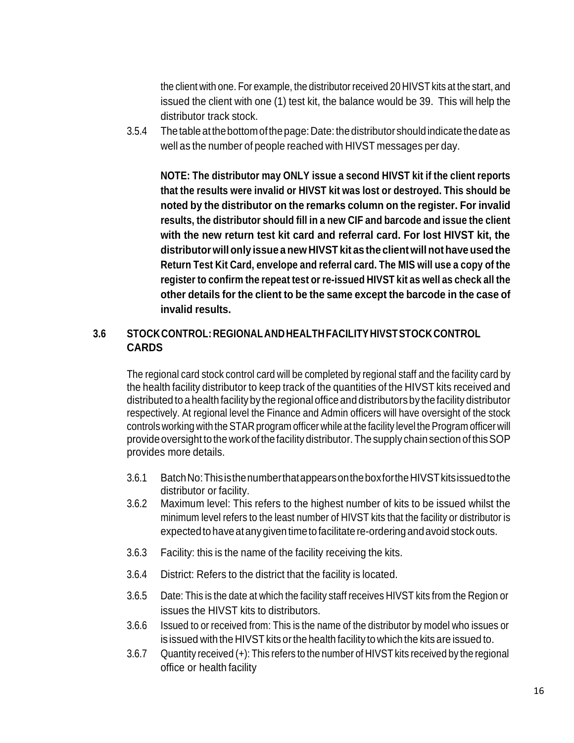the client with one. For example, the distributor received 20 HIVST kits at the start, and issued the client with one (1) test kit, the balance would be 39. This will help the distributor track stock.

3.5.4 The table at the bottom of the page: Date: the distributor should indicate the date as well as the number of people reached with HIVST messages per day.

**NOTE: The distributor may ONLY issue a second HIVST kit if the client reports that the results were invalid or HIVST kit was lost or destroyed. This should be noted by the distributor on the remarks column on the register. For invalid results, the distributor should fill in a new CIF and barcode and issue the client with the new return test kit card and referral card. For lost HIVST kit, the distributor will only issue a new HIVST kit as the client will not have used the Return Test Kit Card, envelope and referral card. The MIS will use a copy of the register to confirm the repeat test or re-issued HIVST kit as well as check all the other details for the client to be the same except the barcode in the case of invalid results.**

### 3.6 STOCK CONTROL: REGIONAL AND HEALTH FACILITY HIVST STOCK CONTROL CARDS

The regional card stock control card will be completed by regional staff and the facility card by the health facility distributor to keep track of the quantities of the HIVST kits received and distributed to a health facility by the regional office and distributors by the facility distributor respectively. At regional level the Finance and Admin officers will have oversight of the stock controls working with the STAR program officer while at the facility level the Program officer will provide oversight to the work of the facility distributor. The supply chain section of this SOP provides more details.

3.6.1 Batch No: This is the number that appears on the box for the HIVST kits issued to the distributor or facility.

3.6.2 Maximum level: This refers to the highest number of kits to be issued whilst the minimum level refers to the least number of HIVST kits that the facility or distributor is expected to have at any given time to facilitate re-ordering and avoid stock outs.

3.6.3 Facility: this is the name of the facility receiving the kits.

3.6.4 District: Refers to the district that the facility is located.

3.6.5 Date: This is the date at which the facility staff receives HIVST kits from the Region or issues the HIVST kits to distributors.

3.6.6 Issued to or received from: This is the name of the distributor by model who issues or is issued with the HIVST kits or the health facility to which the kits are issued to.

3.6.7 Quantity received (+): This refers to the number of HIVST kits received by the regional office or health facility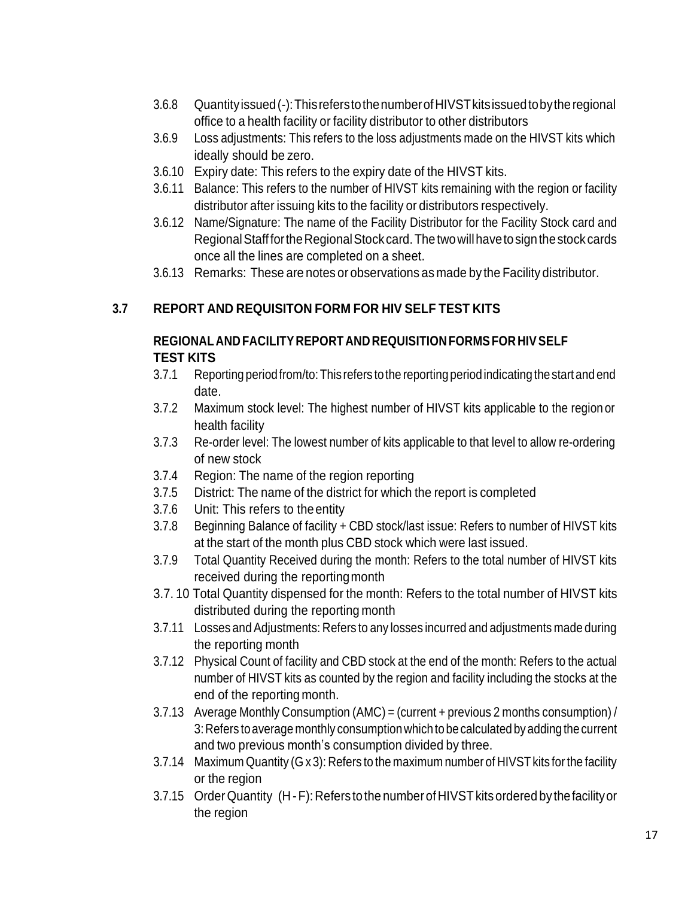3.6.8 Quantity issued (-): This refers to the number of HIVST kits issued to by the regional office to a health facility or facility distributor to other distributors

3.6.9 Loss adjustments: This refers to the loss adjustments made on the HIVST kits which ideally should be zero.

3.6.10 Expiry date: This refers to the expiry date of the HIVST kits.

3.6.11 Balance: This refers to the number of HIVST kits remaining with the region or facility distributor after issuing kits to the facility or distributors respectively.

3.6.12 Name/Signature: The name of the Facility Distributor for the Facility Stock card and Regional Staff for the Regional Stock card. The two will have to sign the stock cards once all the lines are completed on a sheet.

3.6.13 Remarks: These are notes or observations as made by the Facility distributor.

## 3.7 REPORT AND REQUISITON FORM FOR HIV SELF TEST KITS

**REGIONAL AND FACILITY REPORT AND REQUISITION FORMS FOR HIV SELF TEST KITS**

3.7.1 Reporting period from/to: This refers to the reporting period indicating the start and end date.

3.7.2 Maximum stock level: The highest number of HIVST kits applicable to the region or health facility

3.7.3 Re-order level: The lowest number of kits applicable to that level to allow re-ordering of new stock

3.7.4 Region: The name of the region reporting

3.7.5 District: The name of the district for which the report is completed

3.7.6 Unit: This refers to the entity

3.7.8 Beginning Balance of facility + CBD stock/last issue: Refers to number of HIVST kits at the start of the month plus CBD stock which were last issued.

3.7.9 Total Quantity Received during the month: Refers to the total number of HIVST kits received during the reporting month

3.7. 10 Total Quantity dispensed for the month: Refers to the total number of HIVST kits distributed during the reporting month

3.7.11 Losses and Adjustments: Refers to any losses incurred and adjustments made during the reporting month

3.7.12 Physical Count of facility and CBD stock at the end of the month: Refers to the actual number of HIVST kits as counted by the region and facility including the stocks at the end of the reporting month.

3.7.13 Average Monthly Consumption (AMC) = (current + previous 2 months consumption) / 3: Refers to average monthly consumption which to be calculated by adding the current and two previous month's consumption divided by three.

3.7.14 Maximum Quantity (G x 3): Refers to the maximum number of HIVST kits for the facility or the region

3.7.15 Order Quantity (H - F): Refers to the number of HIVST kits ordered by the facility or the region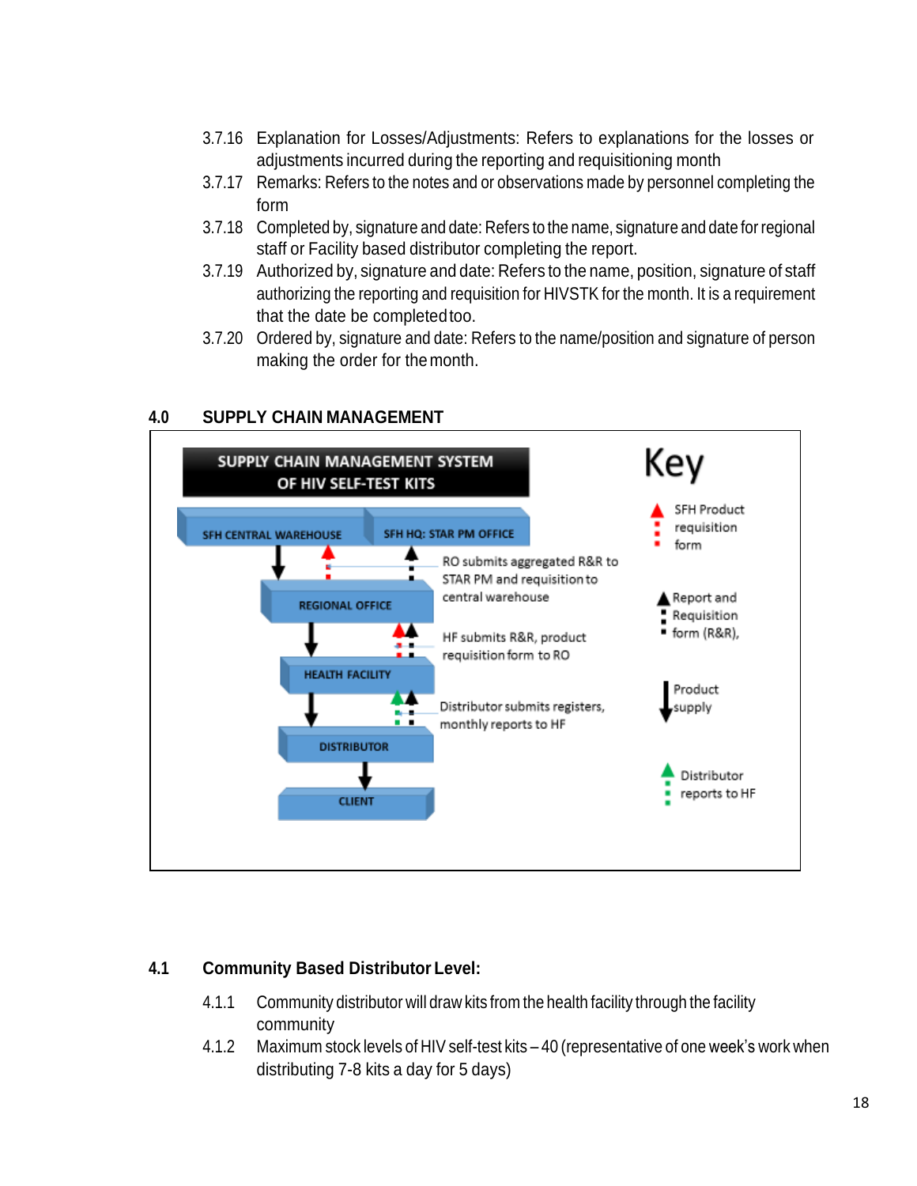3.7.16 Explanation for Losses/Adjustments: Refers to explanations for the losses or adjustments incurred during the reporting and requisitioning month

3.7.17 Remarks: Refers to the notes and or observations made by personnel completing the form

3.7.18 Completed by, signature and date: Refers to the name, signature and date for regional staff or Facility based distributor completing the report.

3.7.19 Authorized by, signature and date: Refers to the name, position, signature of staff authorizing the reporting and requisition for HIVSTK for the month. It is a requirement that the date be completed too.

3.7.20 Ordered by, signature and date: Refers to the name/position and signature of person making the order for the month.

## 4.0 SUPPLY CHAIN MANAGEMENT

SUPPLY CHAIN MANAGEMENT SYSTEM OF HIV SELF-TEST KITS

SFH CENTRAL WAREHOUSE | SFH HQ: STAR PM OFFICE

RO submits aggregated R&R to STAR PM and requisition to central warehouse

REGIONAL OFFICE

HF submits R&R, product requisition form to RO

HEALTH FACILITY

Distributor submits registers, monthly reports to HF

DISTRIBUTOR

CLIENT

Key

- SFH Product requisition form
- Report and Requisition form (R&R),
- Product supply
- Distributor reports to HF

## 4.1 Community Based Distributor Level:

4.1.1 Community distributor will draw kits from the health facility through the facility community

4.1.2 Maximum stock levels of HIV self-test kits – 40 (representative of one week's work when distributing 7-8 kits a day for 5 days)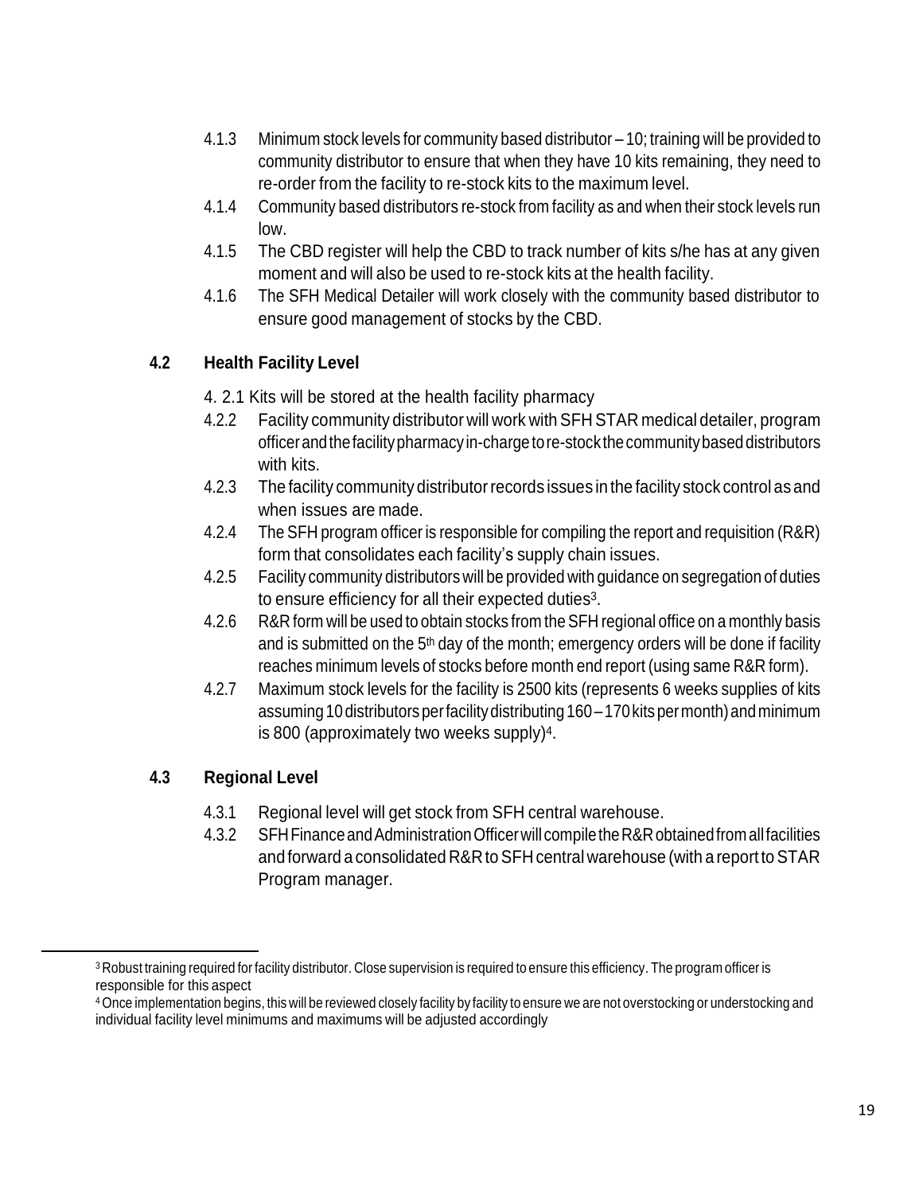4.1.3 Minimum stock levels for community based distributor – 10; training will be provided to community distributor to ensure that when they have 10 kits remaining, they need to re-order from the facility to re-stock kits to the maximum level.

4.1.4 Community based distributors re-stock from facility as and when their stock levels run low.

4.1.5 The CBD register will help the CBD to track number of kits s/he has at any given moment and will also be used to re-stock kits at the health facility.

4.1.6 The SFH Medical Detailer will work closely with the community based distributor to ensure good management of stocks by the CBD.

### 4.2 Health Facility Level

4. 2.1 Kits will be stored at the health facility pharmacy

4.2.2 Facility community distributor will work with SFH STAR medical detailer, program officer and the facility pharmacy in-charge to re-stock the community based distributors with kits.

4.2.3 The facility community distributor records issues in the facility stock control as and when issues are made.

4.2.4 The SFH program officer is responsible for compiling the report and requisition (R&R) form that consolidates each facility's supply chain issues.

4.2.5 Facility community distributors will be provided with guidance on segregation of duties to ensure efficiency for all their expected duties[3].

4.2.6 R&R form will be used to obtain stocks from the SFH regional office on a monthly basis and is submitted on the 5th day of the month; emergency orders will be done if facility reaches minimum levels of stocks before month end report (using same R&R form).

4.2.7 Maximum stock levels for the facility is 2500 kits (represents 6 weeks supplies of kits assuming 10 distributors per facility distributing 160 – 170 kits per month) and minimum is 800 (approximately two weeks supply)[4].

### 4.3 Regional Level

4.3.1 Regional level will get stock from SFH central warehouse.

4.3.2 SFH Finance and Administration Officer will compile the R&R obtained from all facilities and forward a consolidated R&R to SFH central warehouse (with a report to STAR Program manager.

---

[3] Robust training required for facility distributor. Close supervision is required to ensure this efficiency. The program officer is responsible for this aspect

[4] Once implementation begins, this will be reviewed closely facility by facility to ensure we are not overstocking or understocking and individual facility level minimums and maximums will be adjusted accordingly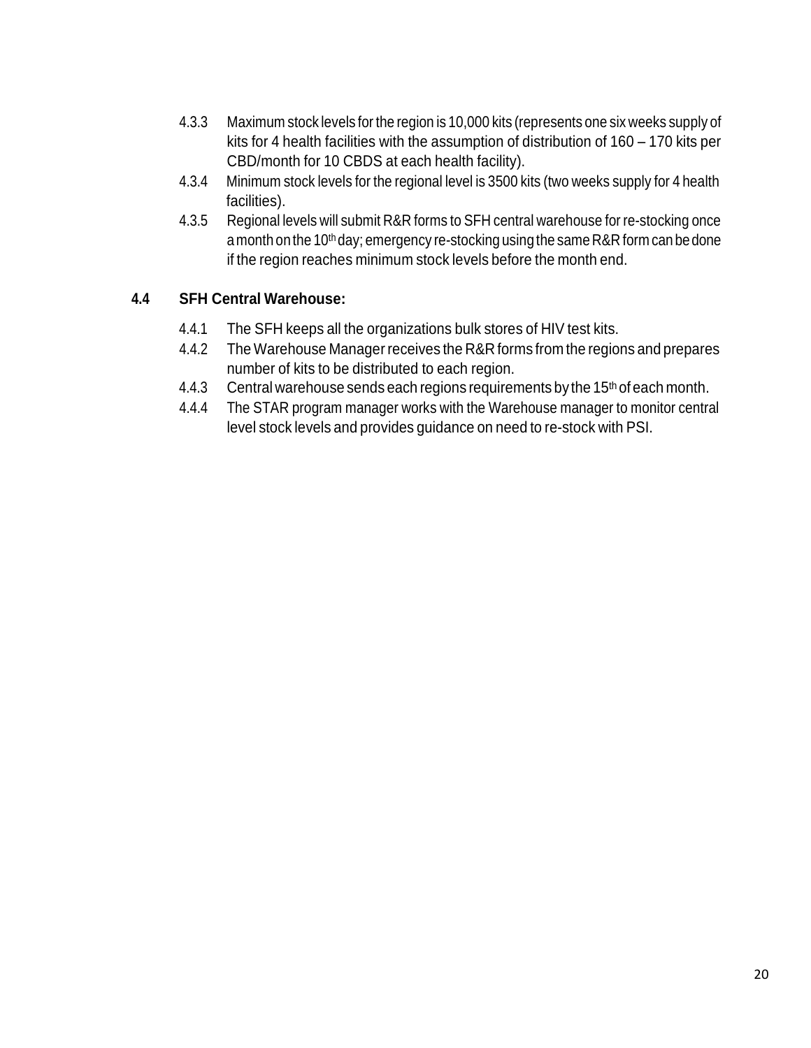4.3.3 Maximum stock levels for the region is 10,000 kits (represents one six weeks supply of kits for 4 health facilities with the assumption of distribution of 160 – 170 kits per CBD/month for 10 CBDS at each health facility).

4.3.4 Minimum stock levels for the regional level is 3500 kits (two weeks supply for 4 health facilities).

4.3.5 Regional levels will submit R&R forms to SFH central warehouse for re-stocking once a month on the 10th day; emergency re-stocking using the same R&R form can be done if the region reaches minimum stock levels before the month end.

## 4.4 SFH Central Warehouse:

4.4.1 The SFH keeps all the organizations bulk stores of HIV test kits.

4.4.2 The Warehouse Manager receives the R&R forms from the regions and prepares number of kits to be distributed to each region.

4.4.3 Central warehouse sends each regions requirements by the 15th of each month.

4.4.4 The STAR program manager works with the Warehouse manager to monitor central level stock levels and provides guidance on need to re-stock with PSI.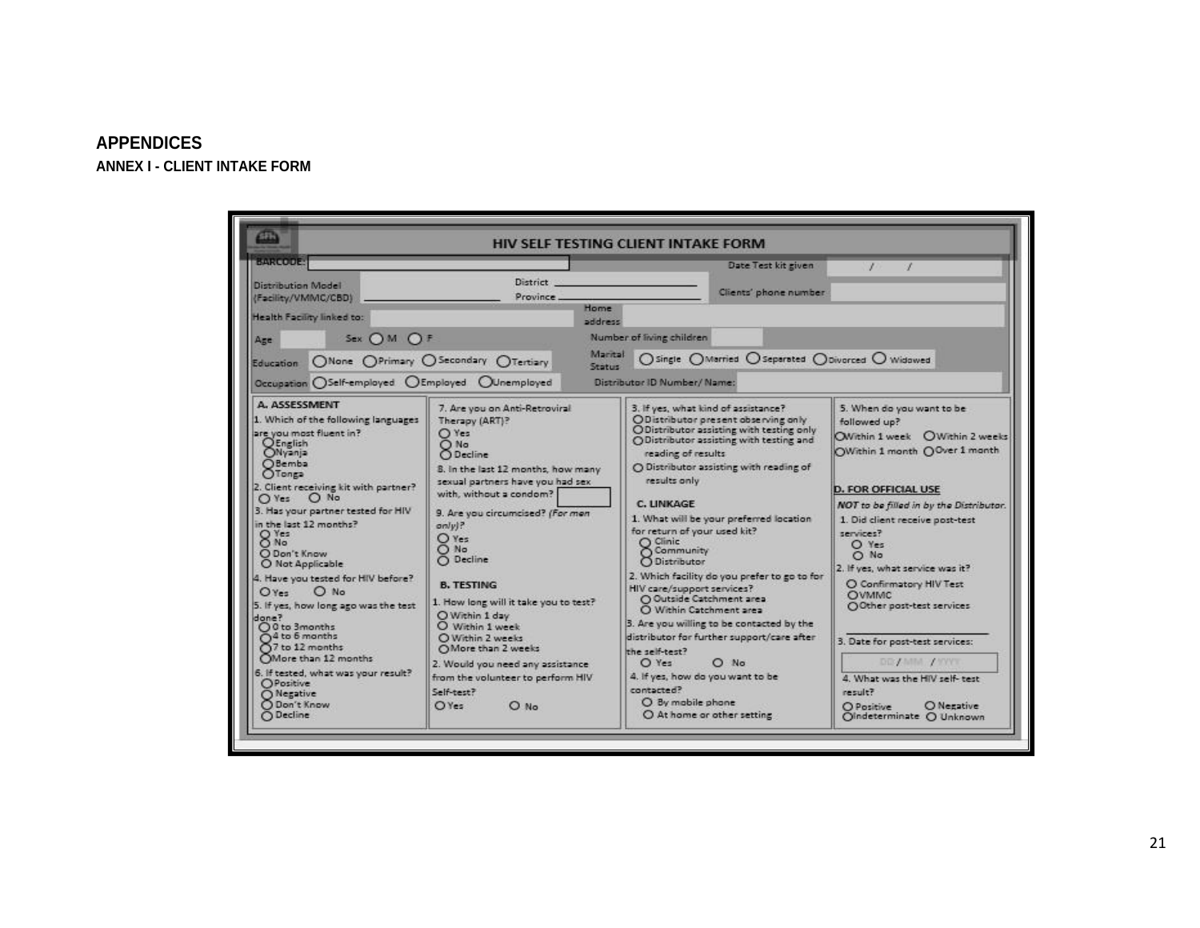# APPENDICES

## ANNEX I - CLIENT INTAKE FORM

### HIV SELF TESTING CLIENT INTAKE FORM

BARCODE: ____________ Date Test kit given: ___ / ___ / ___

Distribution Model (Facility/VMMC/CBD) ____________ District ____________ Province ____________ Clients' phone number ____________

Health Facility linked to: ____________ Home address ____________

Age ____ Sex ○ M ○ F Number of living children ____

Education ○ None ○ Primary ○ Secondary ○ Tertiary Marital Status ○ Single ○ Married ○ Separated ○ Divorced ○ Widowed

Occupation ○ Self-employed ○ Employed ○ Unemployed Distributor ID Number/ Name: ____________

**A. ASSESSMENT**

1. Which of the following languages are you most fluent in?
   - ○ English
   - ○ Nyanja
   - ○ Bemba
   - ○ Tonga
2. Client receiving kit with partner? ○ Yes ○ No
3. Has your partner tested for HIV in the last 12 months?
   - ○ Yes
   - ○ No
   - ○ Don't Know
   - ○ Not Applicable
4. Have you tested for HIV before? ○ Yes ○ No
5. If yes, how long ago was the test done?
   - ○ 0 to 3months
   - ○ 4 to 6 months
   - ○ 7 to 12 months
   - ○ More than 12 months
6. If tested, what was your result?
   - ○ Positive
   - ○ Negative
   - ○ Don't Know
   - ○ Decline
7. Are you on Anti-Retroviral Therapy (ART)?
   - ○ Yes
   - ○ No
   - ○ Decline
8. In the last 12 months, how many sexual partners have you had sex with, without a condom? ____
9. Are you circumcised? *(For men only)?*
   - ○ Yes
   - ○ No
   - ○ Decline

**B. TESTING**

1. How long will it take you to test?
   - ○ Within 1 day
   - ○ Within 1 week
   - ○ Within 2 weeks
   - ○ More than 2 weeks
2. Would you need any assistance from the volunteer to perform HIV Self-test? ○ Yes ○ No
3. If yes, what kind of assistance?
   - ○ Distributor present observing only
   - ○ Distributor assisting with testing only
   - ○ Distributor assisting with testing and reading of results
   - ○ Distributor assisting with reading of results only

**C. LINKAGE**

1. What will be your preferred location for return of your used kit?
   - ○ Clinic
   - ○ Community
   - ○ Distributor
2. Which facility do you prefer to go to for HIV care/support services?
   - ○ Outside Catchment area
   - ○ Within Catchment area
3. Are you willing to be contacted by the distributor for further support/care after the self-test? ○ Yes ○ No
4. If yes, how do you want to be contacted?
   - ○ By mobile phone
   - ○ At home or other setting
5. When do you want to be followed up?
   - ○ Within 1 week ○ Within 2 weeks
   - ○ Within 1 month ○ Over 1 month

**D. FOR OFFICIAL USE**

*NOT to be filled in by the Distributor.*

1. Did client receive post-test services?
   - ○ Yes
   - ○ No
2. If yes, what service was it?
   - ○ Confirmatory HIV Test
   - ○ VMMC
   - ○ Other post-test services ____________
3. Date for post-test services: DD / MM / YYYY
4. What was the HIV self- test result?
   - ○ Positive ○ Negative
   - ○ Indeterminate ○ Unknown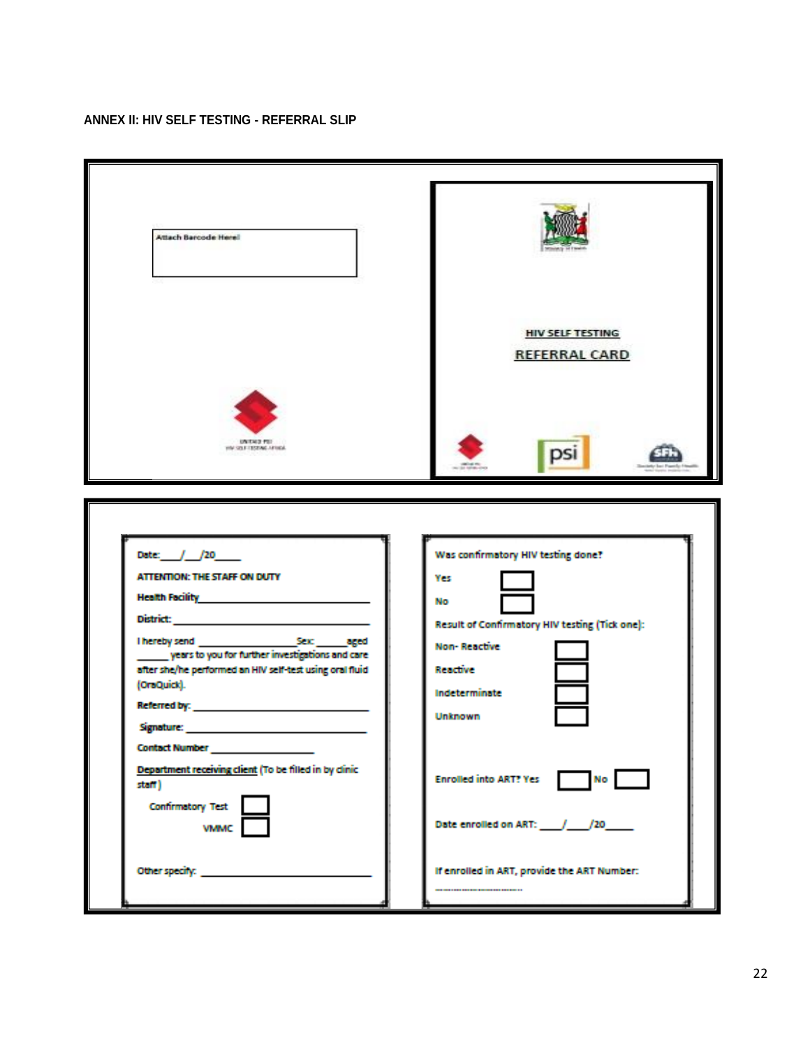**ANNEX II: HIV SELF TESTING - REFERRAL SLIP**

Attach Barcode Here!

UNITAID PSI
HIV SELF-TESTING AFRICA

Ministry of Health

**HIV SELF TESTING**

**REFERRAL CARD**

psi

SFH
Society for Family Health

Date: ___/___/20_____

ATTENTION: THE STAFF ON DUTY

Health Facility________________________________

District: ______________________________________

I hereby send _________________ Sex: _____ aged _____ years to you for further investigations and care after she/he performed an HIV self-test using oral fluid (OraQuick).

Referred by: __________________________________

Signature: ____________________________________

Contact Number ___________________

Department receiving client (To be filled in by clinic staff)

Confirmatory Test ☐

VMMC ☐

Other specify: _________________________________

Was confirmatory HIV testing done?

Yes ☐

No ☐

Result of Confirmatory HIV testing (Tick one):

Non- Reactive ☐

Reactive ☐

Indeterminate ☐

Unknown ☐

Enrolled into ART? Yes ☐ No ☐

Date enrolled on ART: ____/____/20_____

If enrolled in ART, provide the ART Number:

..............................................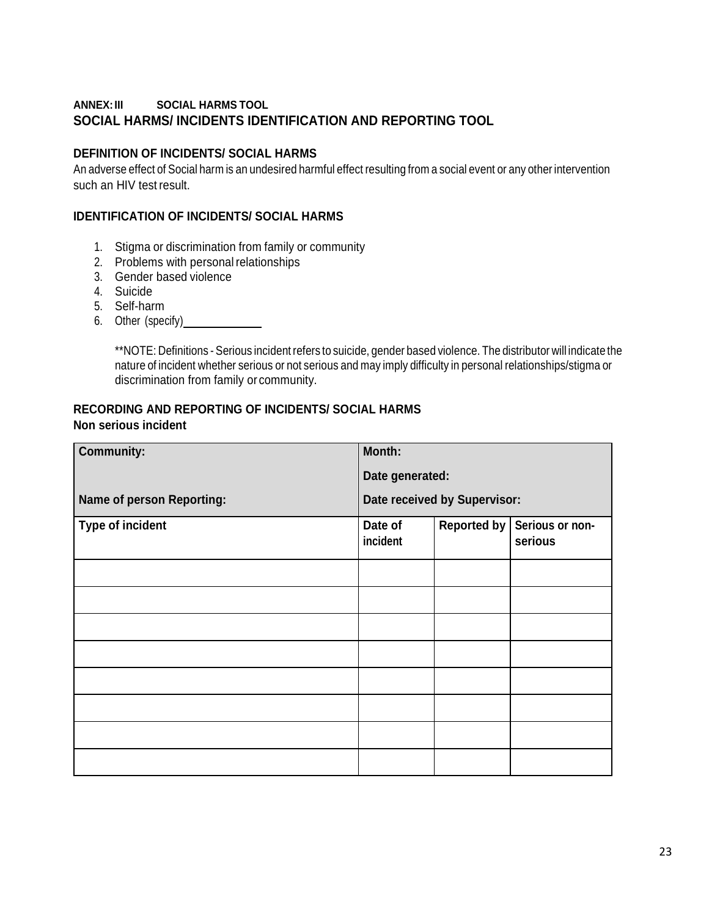**ANNEX: III SOCIAL HARMS TOOL**

## SOCIAL HARMS/ INCIDENTS IDENTIFICATION AND REPORTING TOOL

### DEFINITION OF INCIDENTS/ SOCIAL HARMS

An adverse effect of Social harm is an undesired harmful effect resulting from a social event or any other intervention such an HIV test result.

### IDENTIFICATION OF INCIDENTS/ SOCIAL HARMS

1. Stigma or discrimination from family or community
2. Problems with personal relationships
3. Gender based violence
4. Suicide
5. Self-harm
6. Other (specify)\_\_\_\_\_\_\_\_\_\_\_\_

**NOTE: Definitions - Serious incident refers to suicide, gender based violence. The distributor will indicate the nature of incident whether serious or not serious and may imply difficulty in personal relationships/stigma or discrimination from family or community.

### RECORDING AND REPORTING OF INCIDENTS/ SOCIAL HARMS

**Non serious incident**

| **Community:**<br><br>**Name of person Reporting:** | **Month:**<br>**Date generated:**<br>**Date received by Supervisor:** | | |
|---|---|---|---|
| **Type of incident** | **Date of incident** | **Reported by** | **Serious or non-serious** |
| | | | |
| | | | |
| | | | |
| | | | |
| | | | |
| | | | |
| | | | |
| | | | |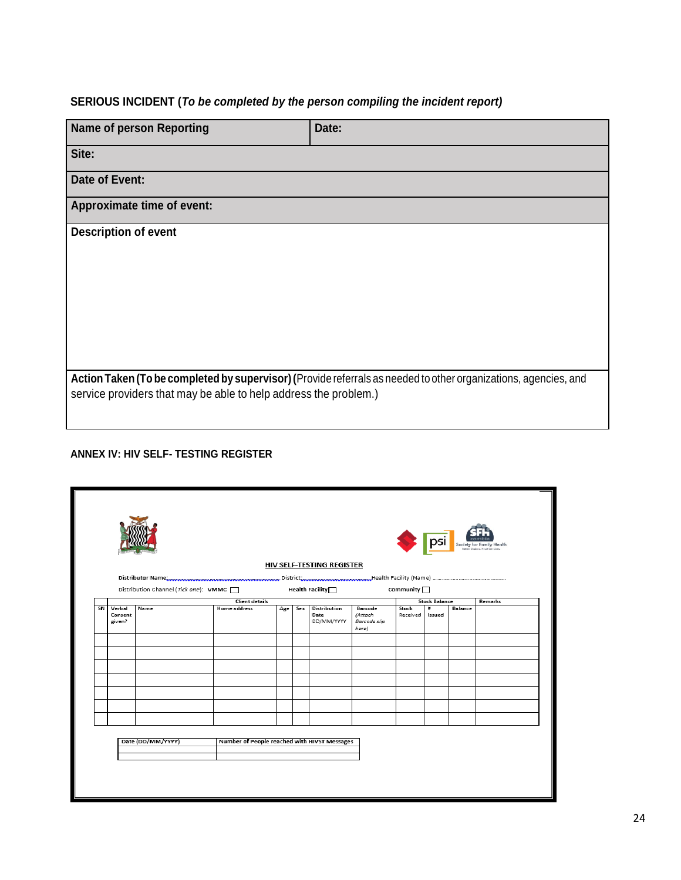**SERIOUS INCIDENT (*To be completed by the person compiling the incident report)***

| Name of person Reporting | Date: |
|---|---|
| Site: | |
| Date of Event: | |
| Approximate time of event: | |
| Description of event | |
| **Action Taken (To be completed by supervisor)** (Provide referrals as needed to other organizations, agencies, and service providers that may be able to help address the problem.) | |

### ANNEX IV: HIV SELF- TESTING REGISTER

**HIV SELF-TESTING REGISTER**

Distributor Name:............................................ District:............................................Health Facility (Name) ............................................

Distribution Channel (*Tick one*): VMMC ☐ Health Facility ☐ Community ☐

| | Client details | | | | | | | Stock Balance | | | Remarks |
|---|---|---|---|---|---|---|---|---|---|---|---|
| SN | Verbal Consent given? | Name | Home address | Age | Sex | Distribution Date DD/MM/YYYY | Barcode (*Attach Barcode slip here*) | Stock Received | # Issued | Balance | |
| | | | | | | | | | | | |
| | | | | | | | | | | | |
| | | | | | | | | | | | |
| | | | | | | | | | | | |
| | | | | | | | | | | | |
| | | | | | | | | | | | |
| | | | | | | | | | | | |

| Date (DD/MM/YYYY) | Number of People reached with HIVST Messages |
|---|---|
| | |
| | |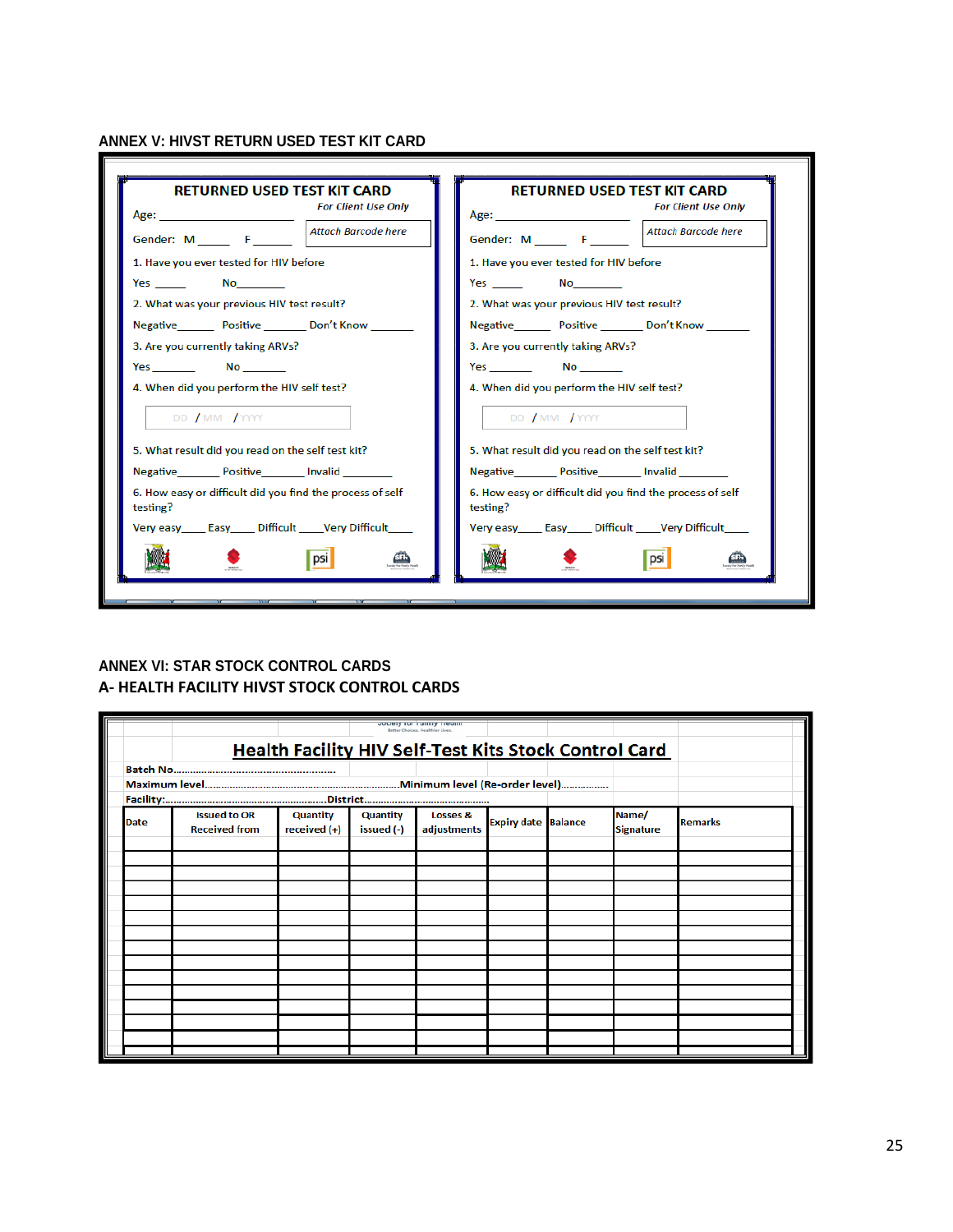## ANNEX V: HIVST RETURN USED TEST KIT CARD

**RETURNED USED TEST KIT CARD**

*For Client Use Only*

Age: ____________________

*Attach Barcode here*

Gender: M _____ F ______

1. Have you ever tested for HIV before

Yes _____ No________

2. What was your previous HIV test result?

Negative______ Positive _______ Don't Know _______

3. Are you currently taking ARVs?

Yes _______ No _______

4. When did you perform the HIV self test?

DD / MM / YYYY

5. What result did you read on the self test kit?

Negative________ Positive_______ Invalid ________

6. How easy or difficult did you find the process of self testing?

Very easy____ Easy____ Difficult ____Very Difficult____

**RETURNED USED TEST KIT CARD**

*For Client Use Only*

Age: ____________________

*Attach Barcode here*

Gender: M _____ F ______

1. Have you ever tested for HIV before

Yes _____ No________

2. What was your previous HIV test result?

Negative______ Positive _______ Don't Know _______

3. Are you currently taking ARVs?

Yes _______ No _______

4. When did you perform the HIV self test?

DD / MM / YYYY

5. What result did you read on the self test kit?

Negative________ Positive_______ Invalid ________

6. How easy or difficult did you find the process of self testing?

Very easy____ Easy____ Difficult ____Very Difficult____

## ANNEX VI: STAR STOCK CONTROL CARDS

## A- HEALTH FACILITY HIVST STOCK CONTROL CARDS

Society for Family Health

Better Choices. Healthier Lives.

**Health Facility HIV Self-Test Kits Stock Control Card**

**Batch No**......................................................

**Maximum level**..................................................................**Minimum level (Re-order level)**...............

**Facility**:......................................................**District**..............................................

| Date | Issued to OR Received from | Quantity received (+) | Quantity issued (-) | Losses & adjustments | Expiry date | Balance | Name/ Signature | Remarks |
|---|---|---|---|---|---|---|---|---|
| | | | | | | | | |
| | | | | | | | | |
| | | | | | | | | |
| | | | | | | | | |
| | | | | | | | | |
| | | | | | | | | |
| | | | | | | | | |
| | | | | | | | | |
| | | | | | | | | |
| | | | | | | | | |
| | | | | | | | | |
| | | | | | | | | |
| | | | | | | | | |
| | | | | | | | | |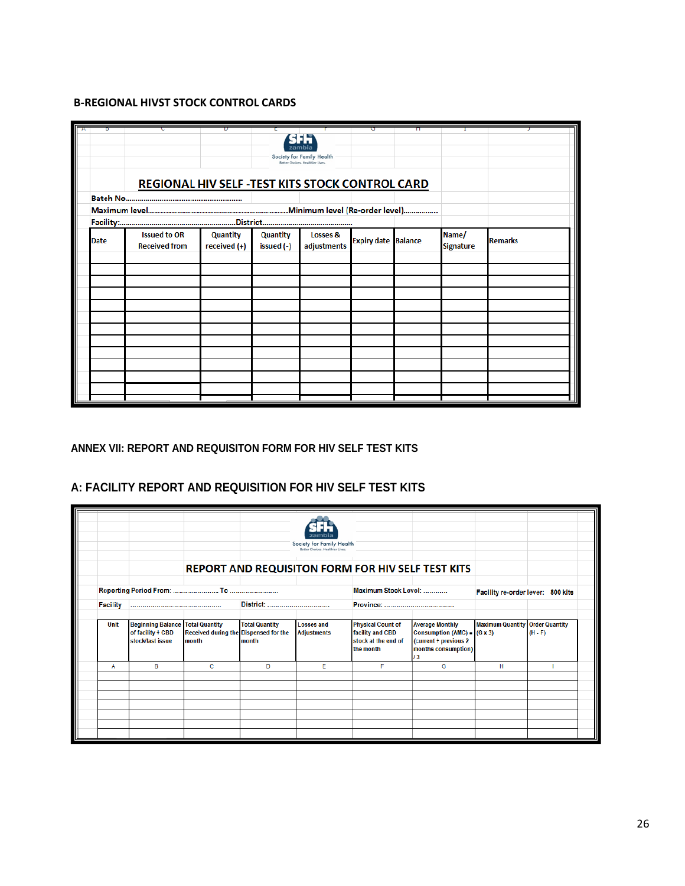**B-REGIONAL HIVST STOCK CONTROL CARDS**

Society for Family Health

**REGIONAL HIV SELF -TEST KITS STOCK CONTROL CARD**

Batch No……………………………………………………

Maximum level…………………………………………………………Minimum level (Re-order level)……………

Facility:…………………………………………………District……………………………………

| Date | Issued to OR Received from | Quantity received (+) | Quantity issued (-) | Losses & adjustments | Expiry date | Balance | Name/ Signature | Remarks |
|---|---|---|---|---|---|---|---|---|
| | | | | | | | | |
| | | | | | | | | |
| | | | | | | | | |
| | | | | | | | | |
| | | | | | | | | |
| | | | | | | | | |
| | | | | | | | | |
| | | | | | | | | |
| | | | | | | | | |
| | | | | | | | | |
| | | | | | | | | |
| | | | | | | | | |

## ANNEX VII: REPORT AND REQUISITON FORM FOR HIV SELF TEST KITS

## A: FACILITY REPORT AND REQUISITION FOR HIV SELF TEST KITS

Society for Family Health

**REPORT AND REQUISITON FORM FOR HIV SELF TEST KITS**

Reporting Period From: ………………… To …………………… Maximum Stock Level: ………… Facility re-order lever: 800 kits

Facility ……………………………………… District: ………………………… Province: ………………………………

| Unit | Beginning Balance of facility + CBD stock/last issue | Total Quantity Received during the month | Total Quantity Dispensed for the month | Losses and Adjustments | Physical Count of facility and CBD stock at the end of the month | Average Monthly Consumption (AMC) = (current + previous 2 months consumption) / 3 | Maximum Quantity (G x 3) | Order Quantity (H - F) |
|---|---|---|---|---|---|---|---|---|
| A | B | C | D | E | F | G | H | I |
| | | | | | | | | |
| | | | | | | | | |
| | | | | | | | | |
| | | | | | | | | |
| | | | | | | | | |
| | | | | | | | | |
| | | | | | | | | |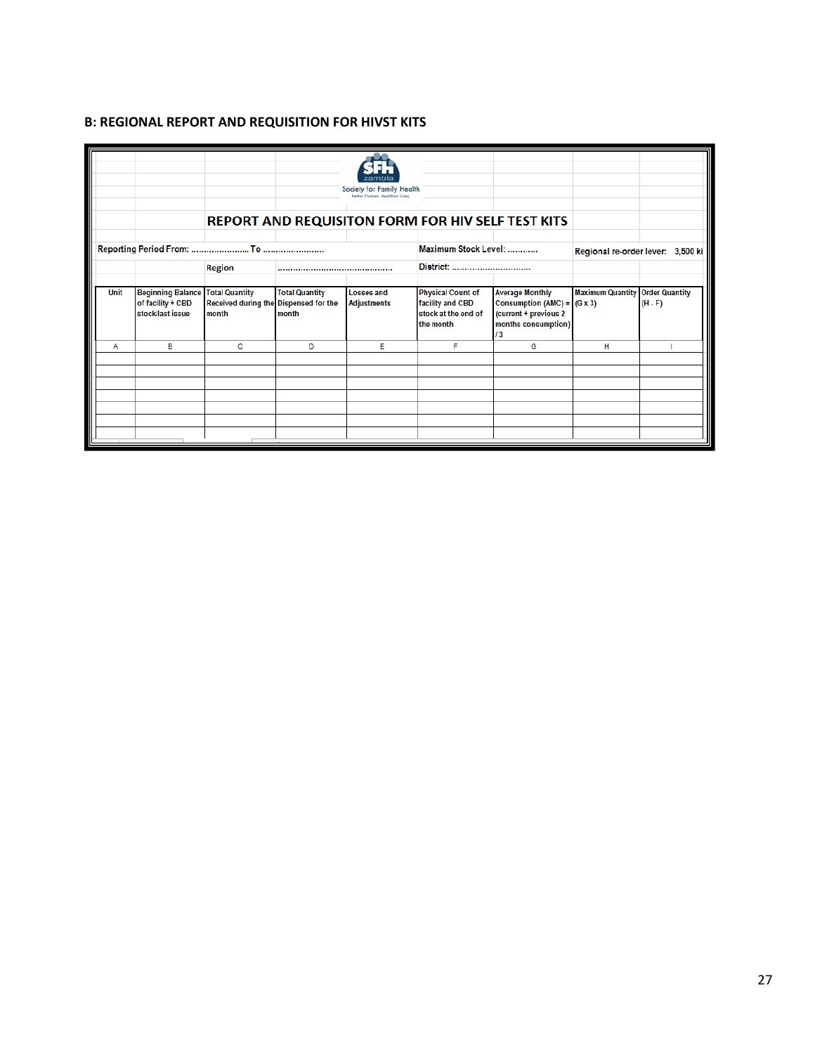### B: REGIONAL REPORT AND REQUISITION FOR HIVST KITS

Society for Family Health

## REPORT AND REQUISITON FORM FOR HIV SELF TEST KITS

Reporting Period From: ..................... To .......................

Maximum Stock Level: ...........

Regional re-order lever: 3,500 ki

Region ..........................................

District: ..............................

| Unit | Beginning Balance of facility + CBD stock/last issue | Total Quantity Received during the month | Total Quantity Dispensed for the month | Losses and Adjustments | Physical Count of facility and CBD stock at the end of the month | Average Monthly Consumption (AMC) = (current + previous 2 months consumption) / 3 | Maximum Quantity (G x 3) | Order Quantity (H - F) |
|---|---|---|---|---|---|---|---|---|
| A | B | C | D | E | F | G | H | I |
| | | | | | | | | |
| | | | | | | | | |
| | | | | | | | | |
| | | | | | | | | |
| | | | | | | | | |
| | | | | | | | | |
| | | | | | | | | |